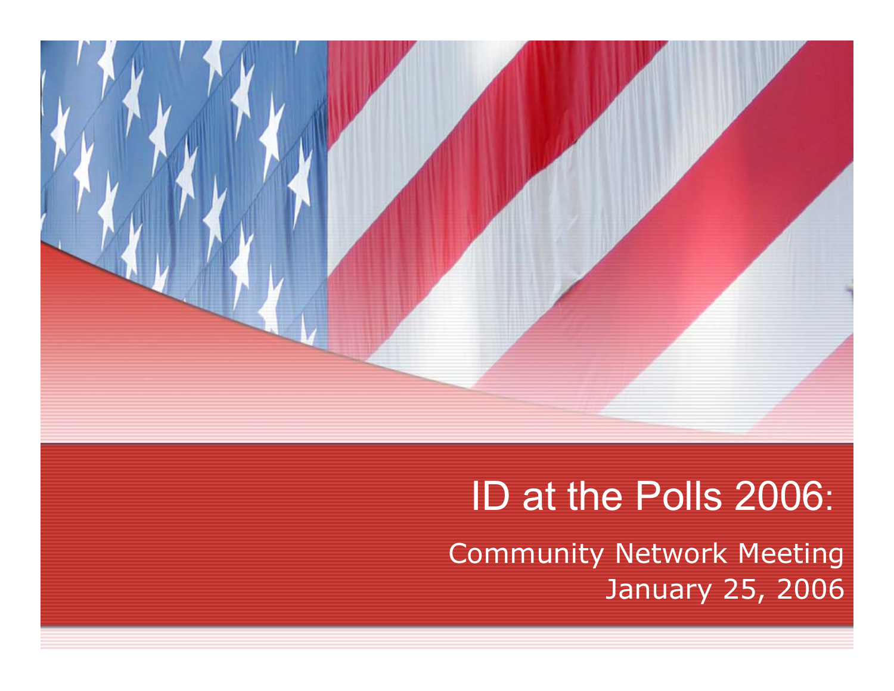# ID at the Polls 2006:

Community Network Meeting
January 25, 2006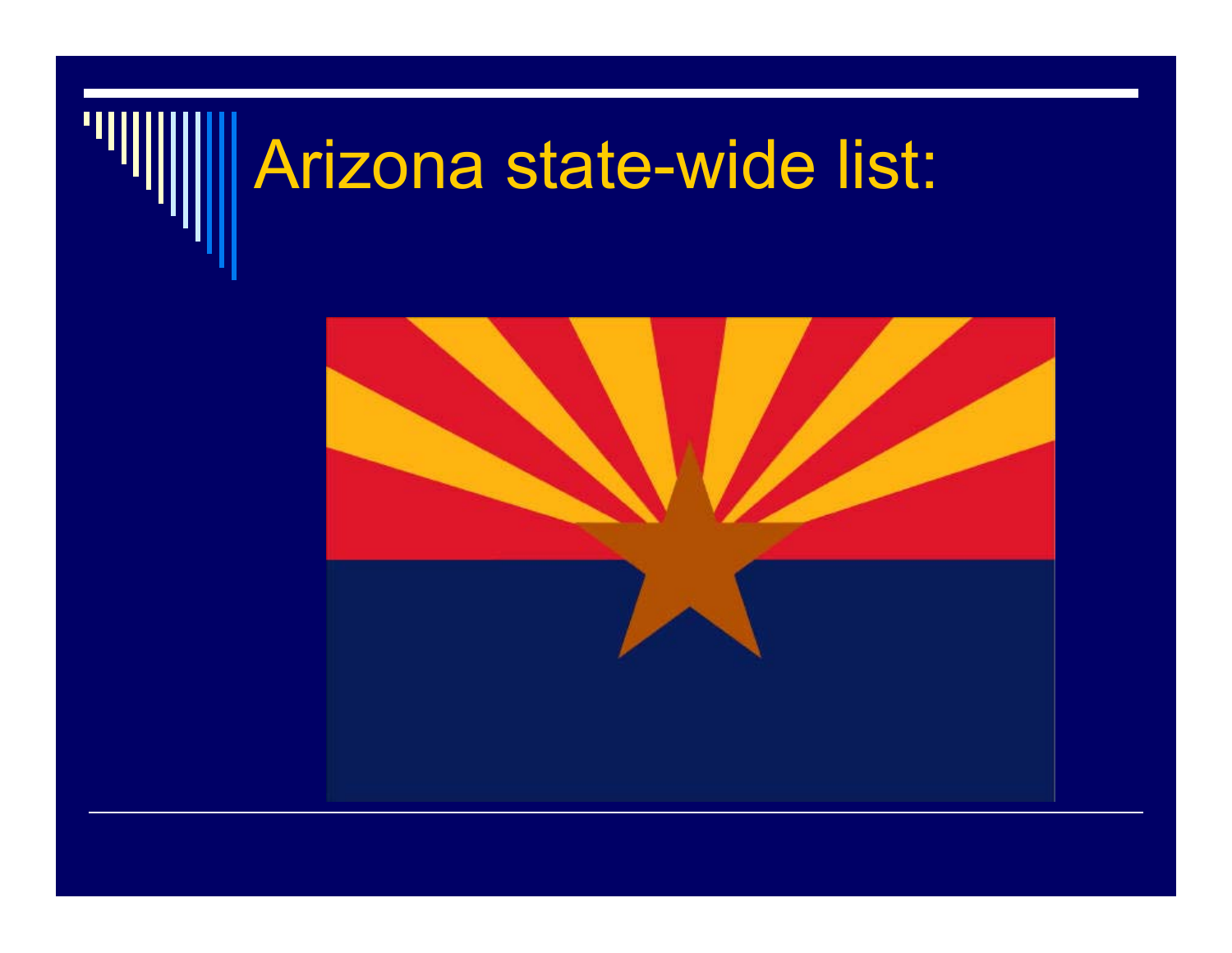# Arizona state-wide list: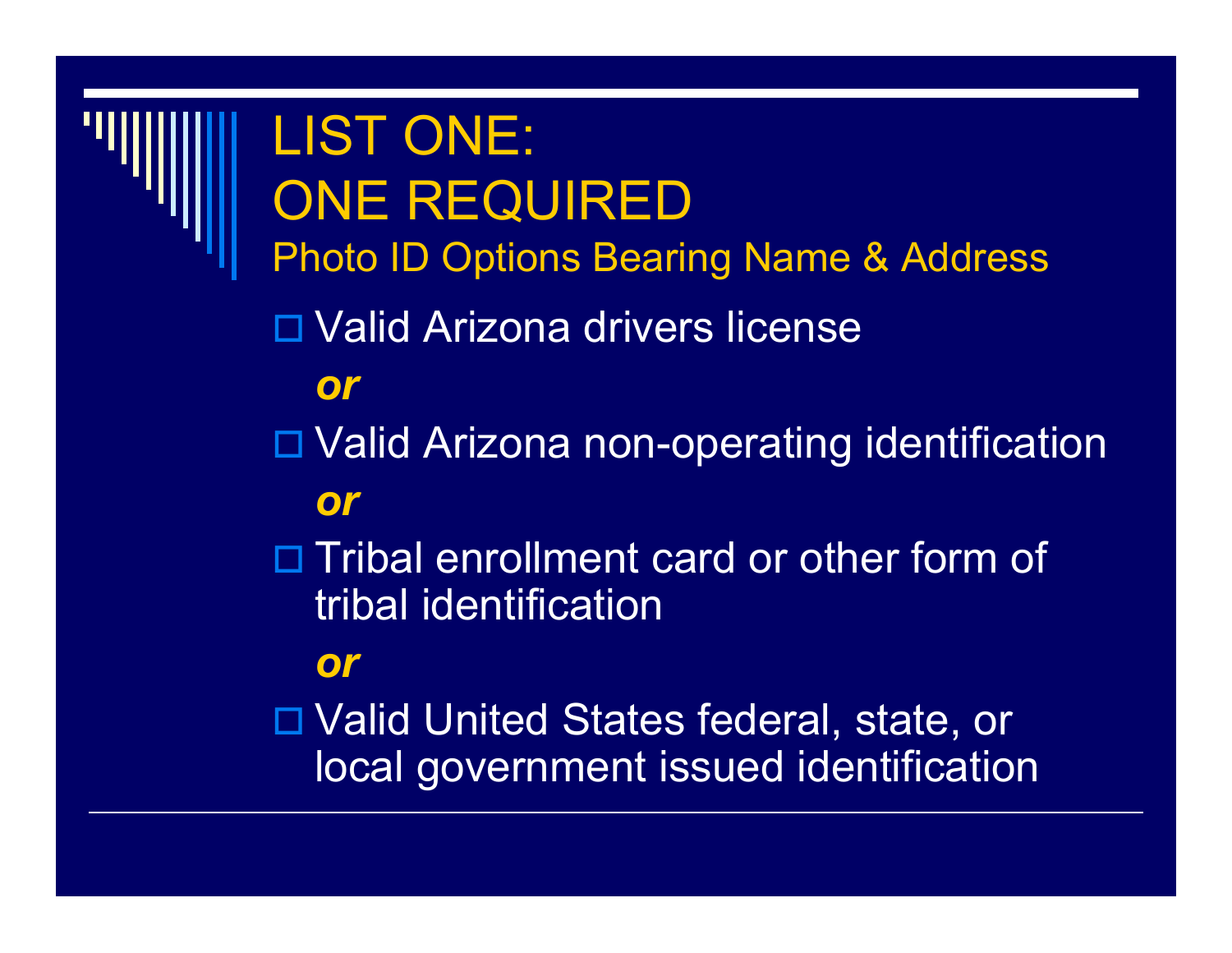# LIST ONE: ONE REQUIRED

## Photo ID Options Bearing Name & Address

- Valid Arizona drivers license

  ***or***

- Valid Arizona non-operating identification

  ***or***

- Tribal enrollment card or other form of tribal identification

  ***or***

- Valid United States federal, state, or local government issued identification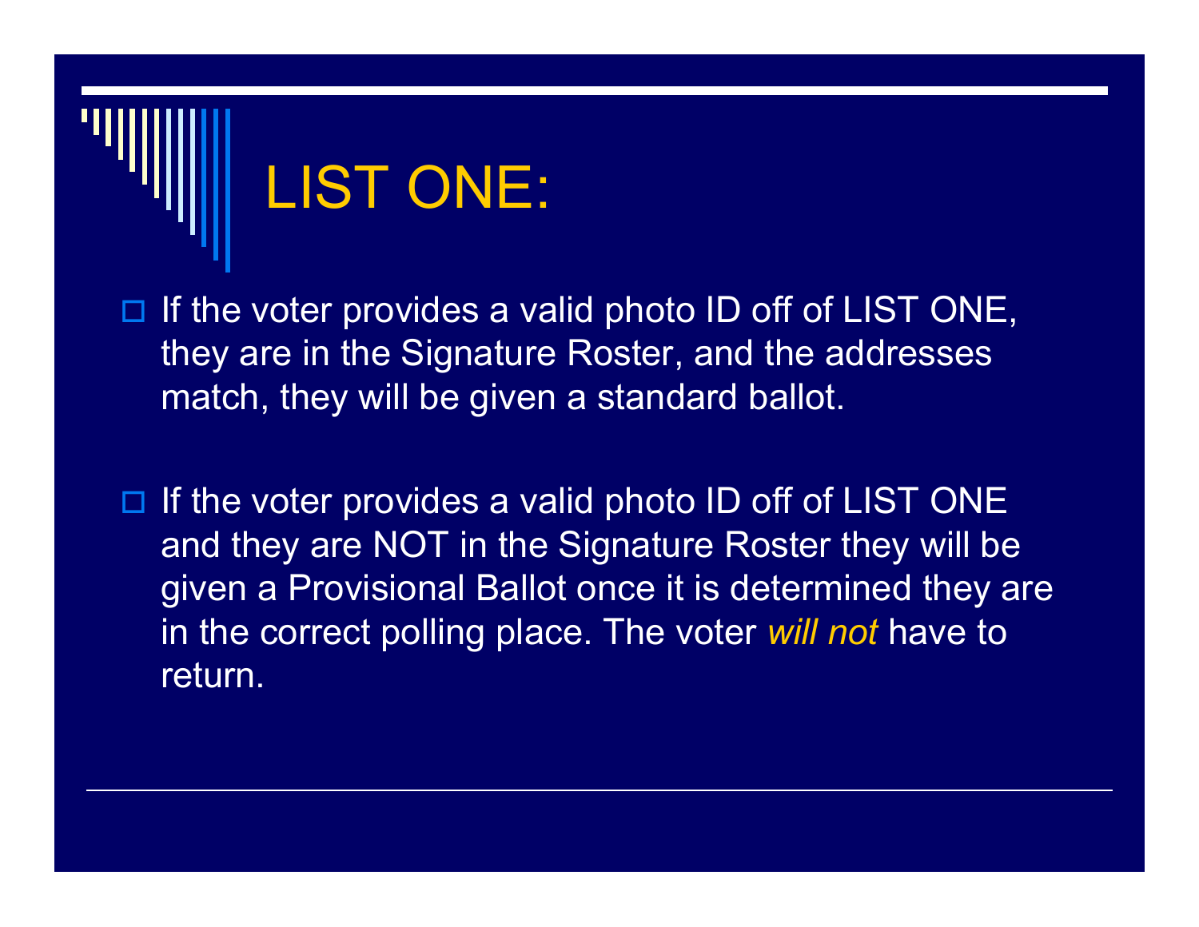# LIST ONE:

- If the voter provides a valid photo ID off of LIST ONE, they are in the Signature Roster, and the addresses match, they will be given a standard ballot.

- If the voter provides a valid photo ID off of LIST ONE and they are NOT in the Signature Roster they will be given a Provisional Ballot once it is determined they are in the correct polling place. The voter *will not* have to return.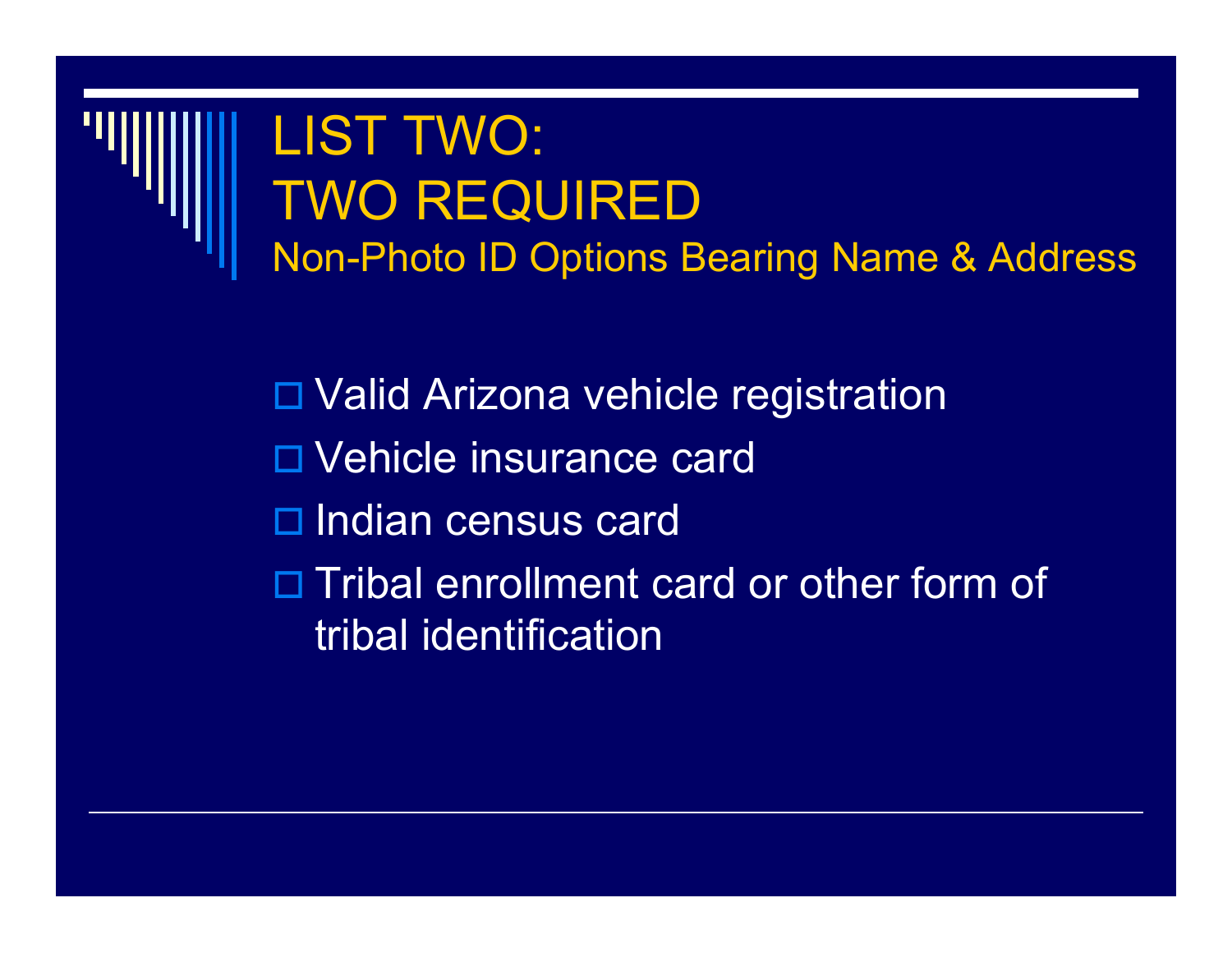# LIST TWO:
# TWO REQUIRED

## Non-Photo ID Options Bearing Name & Address

- Valid Arizona vehicle registration
- Vehicle insurance card
- Indian census card
- Tribal enrollment card or other form of tribal identification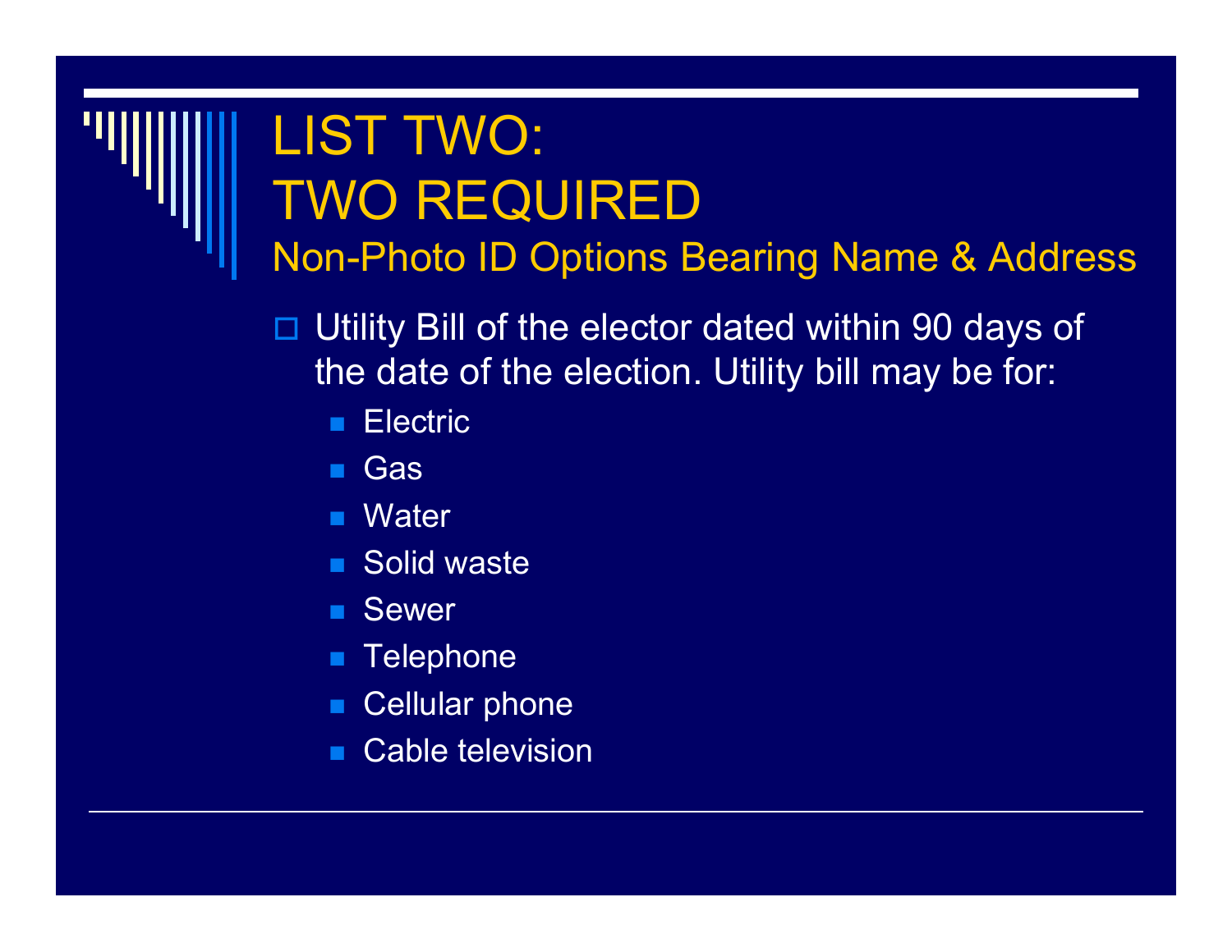# LIST TWO:
# TWO REQUIRED

## Non-Photo ID Options Bearing Name & Address

- Utility Bill of the elector dated within 90 days of the date of the election. Utility bill may be for:
  - Electric
  - Gas
  - Water
  - Solid waste
  - Sewer
  - Telephone
  - Cellular phone
  - Cable television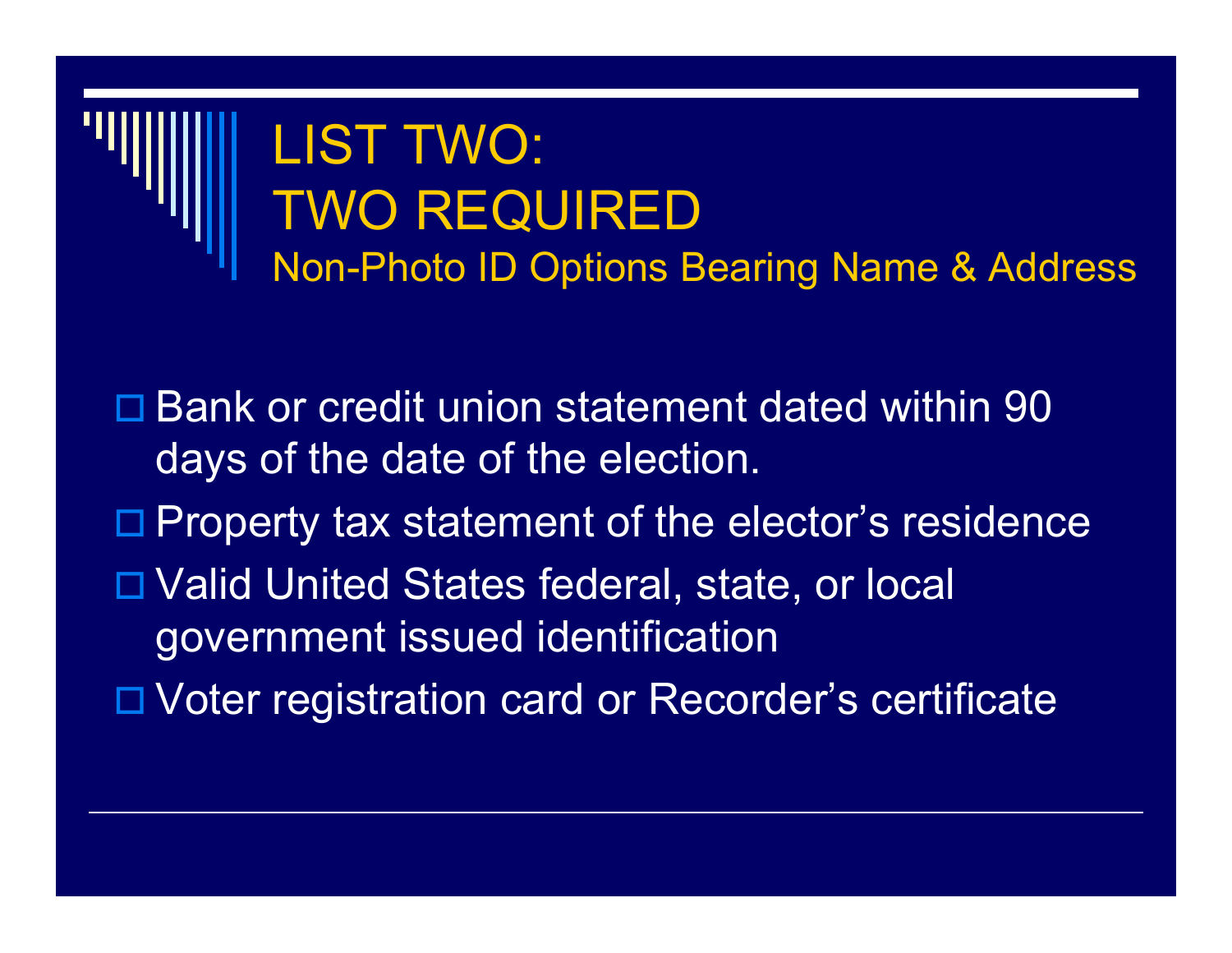# LIST TWO:
# TWO REQUIRED

## Non-Photo ID Options Bearing Name & Address

- Bank or credit union statement dated within 90 days of the date of the election.
- Property tax statement of the elector's residence
- Valid United States federal, state, or local government issued identification
- Voter registration card or Recorder's certificate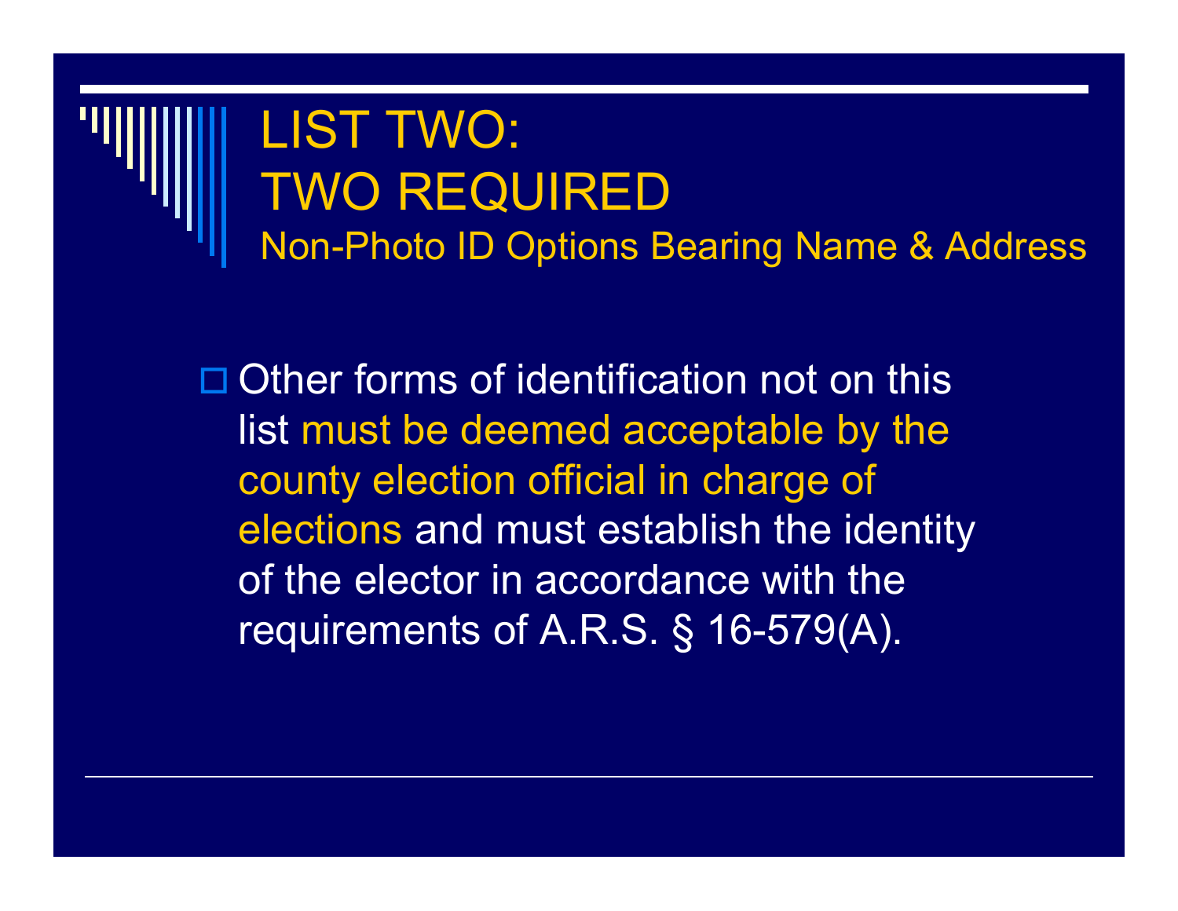# LIST TWO:
# TWO REQUIRED
## Non-Photo ID Options Bearing Name & Address

- Other forms of identification not on this list must be deemed acceptable by the county election official in charge of elections and must establish the identity of the elector in accordance with the requirements of A.R.S. § 16-579(A).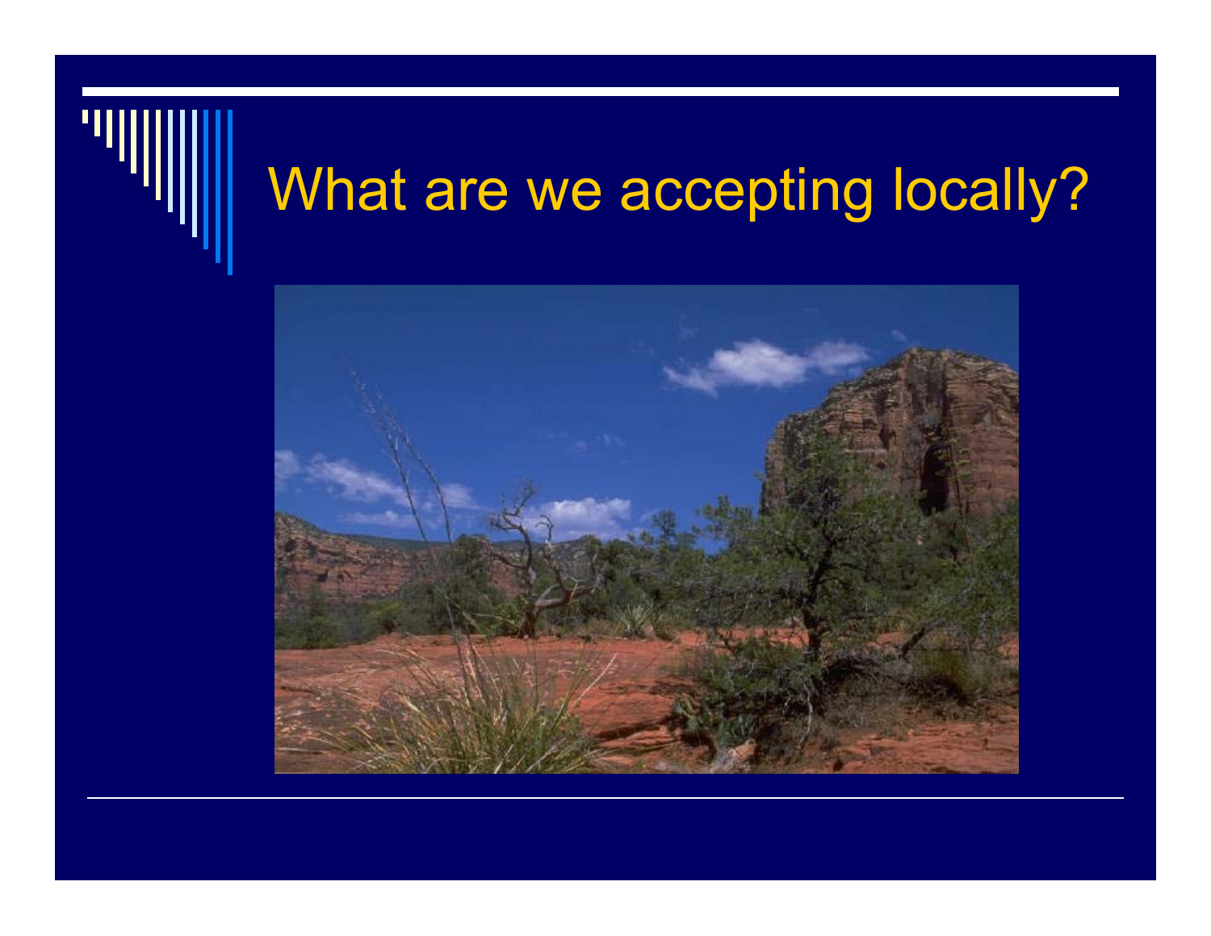# What are we accepting locally?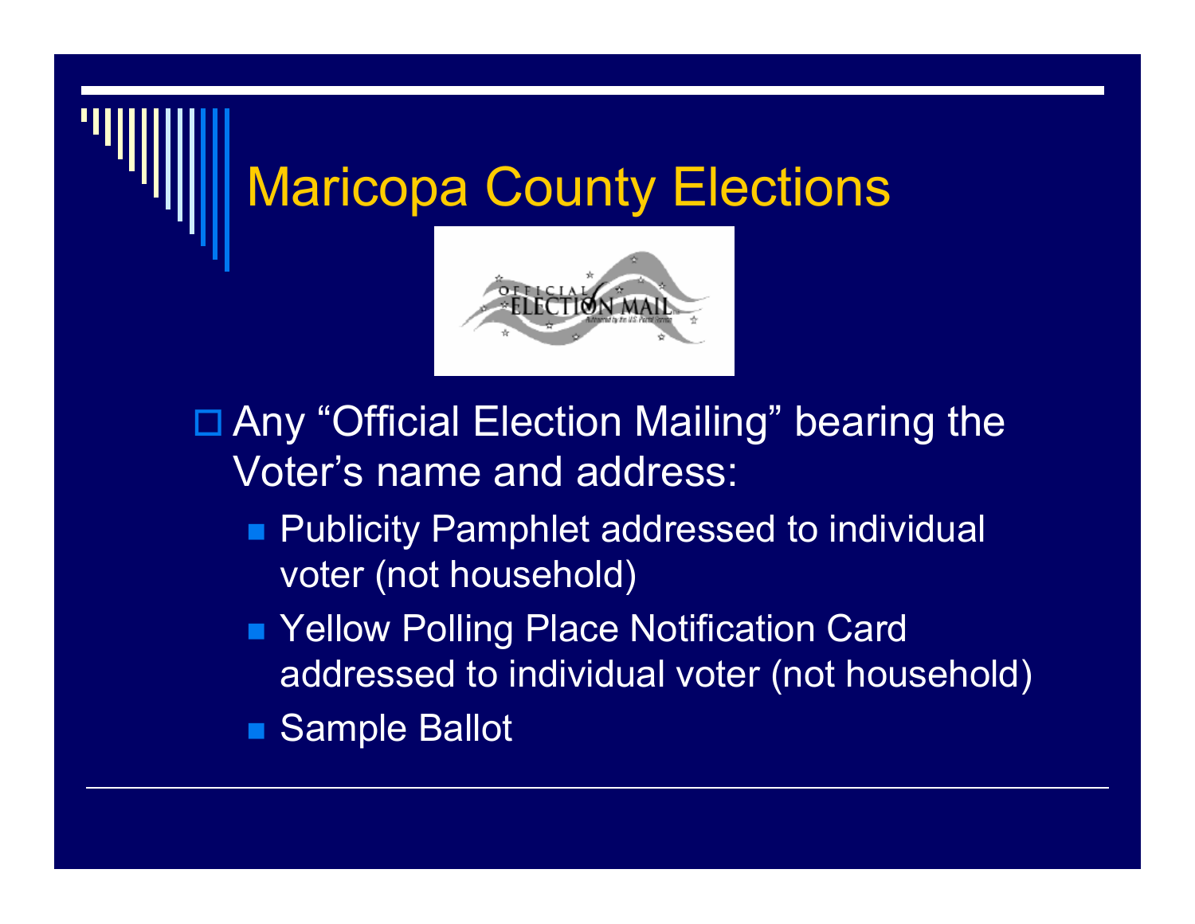# Maricopa County Elections

- Any "Official Election Mailing" bearing the Voter's name and address:
  - Publicity Pamphlet addressed to individual voter (not household)
  - Yellow Polling Place Notification Card addressed to individual voter (not household)
  - Sample Ballot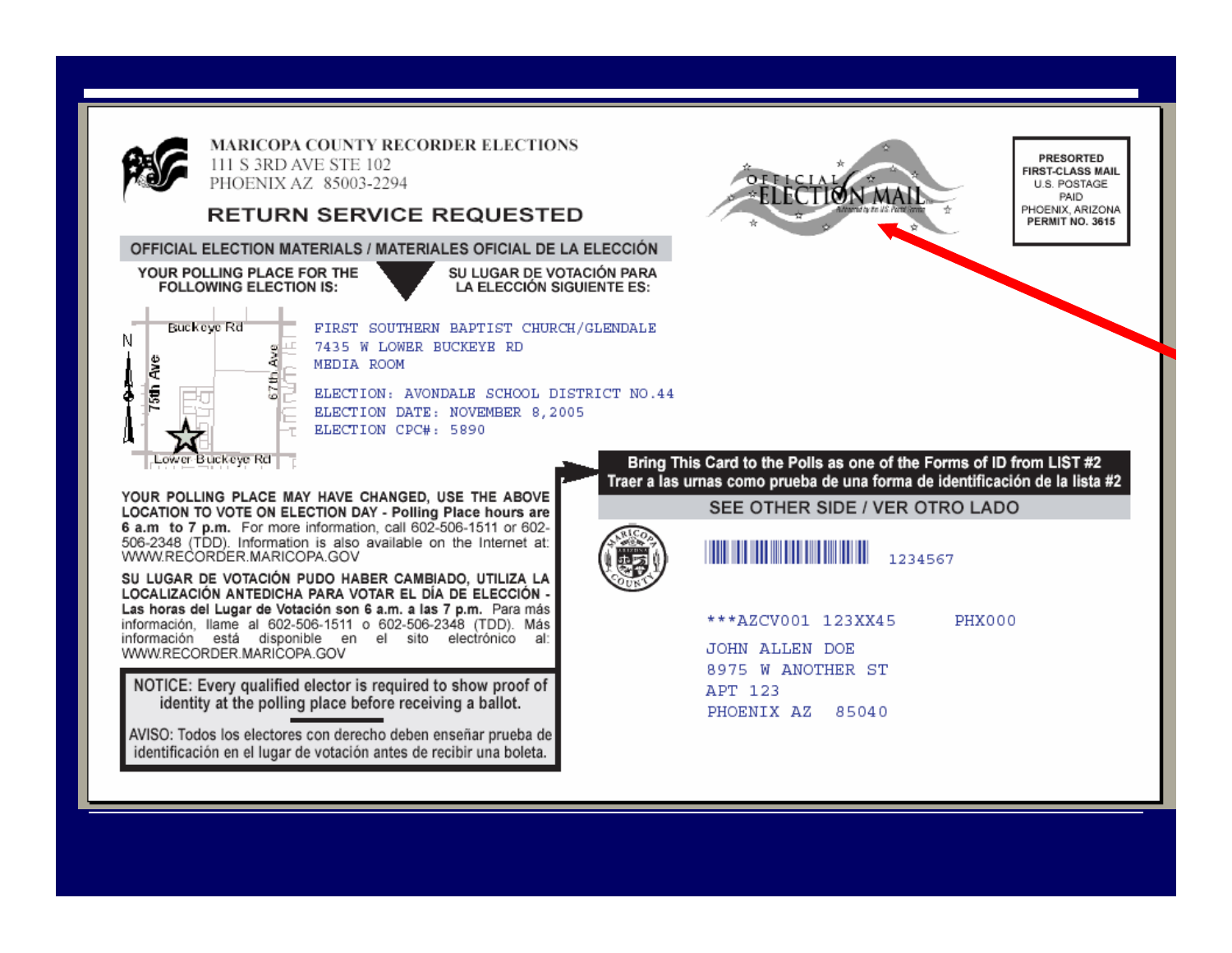MARICOPA COUNTY RECORDER ELECTIONS
111 S 3RD AVE STE 102
PHOENIX AZ 85003-2294

**RETURN SERVICE REQUESTED**

OFFICIAL ELECTION MAIL

PRESORTED
FIRST-CLASS MAIL
U.S. POSTAGE
PAID
PHOENIX, ARIZONA
PERMIT NO. 3615

**OFFICIAL ELECTION MATERIALS / MATERIALES OFICIAL DE LA ELECCIÓN**

**YOUR POLLING PLACE FOR THE FOLLOWING ELECTION IS:**

**SU LUGAR DE VOTACIÓN PARA LA ELECCIÓN SIGUIENTE ES:**

Buckeye Rd
75th Ave
67th Ave
Lower Buckeye Rd
N

FIRST SOUTHERN BAPTIST CHURCH/GLENDALE
7435 W LOWER BUCKEYE RD
MEDIA ROOM

ELECTION: AVONDALE SCHOOL DISTRICT NO.44
ELECTION DATE: NOVEMBER 8,2005
ELECTION CPC#: 5890

**Bring This Card to the Polls as one of the Forms of ID from LIST #2**
**Traer a las urnas como prueba de una forma de identificación de la lista #2**

**SEE OTHER SIDE / VER OTRO LADO**

**YOUR POLLING PLACE MAY HAVE CHANGED, USE THE ABOVE LOCATION TO VOTE ON ELECTION DAY - Polling Place hours are 6 a.m to 7 p.m.** For more information, call 602-506-1511 or 602-506-2348 (TDD). Information is also available on the Internet at: WWW.RECORDER.MARICOPA.GOV

**SU LUGAR DE VOTACIÓN PUDO HABER CAMBIADO, UTILIZA LA LOCALIZACIÓN ANTEDICHA PARA VOTAR EL DÍA DE ELECCIÓN - Las horas del Lugar de Votación son 6 a.m. a las 7 p.m.** Para más información, llame al 602-506-1511 o 602-506-2348 (TDD). Más información está disponible en el sito electrónico al: WWW.RECORDER.MARICOPA.GOV

NOTICE: Every qualified elector is required to show proof of identity at the polling place before receiving a ballot.

AVISO: Todos los electores con derecho deben enseñar prueba de identificación en el lugar de votación antes de recibir una boleta.

1234567

***AZCV001 123XX45 PHX000
JOHN ALLEN DOE
8975 W ANOTHER ST
APT 123
PHOENIX AZ 85040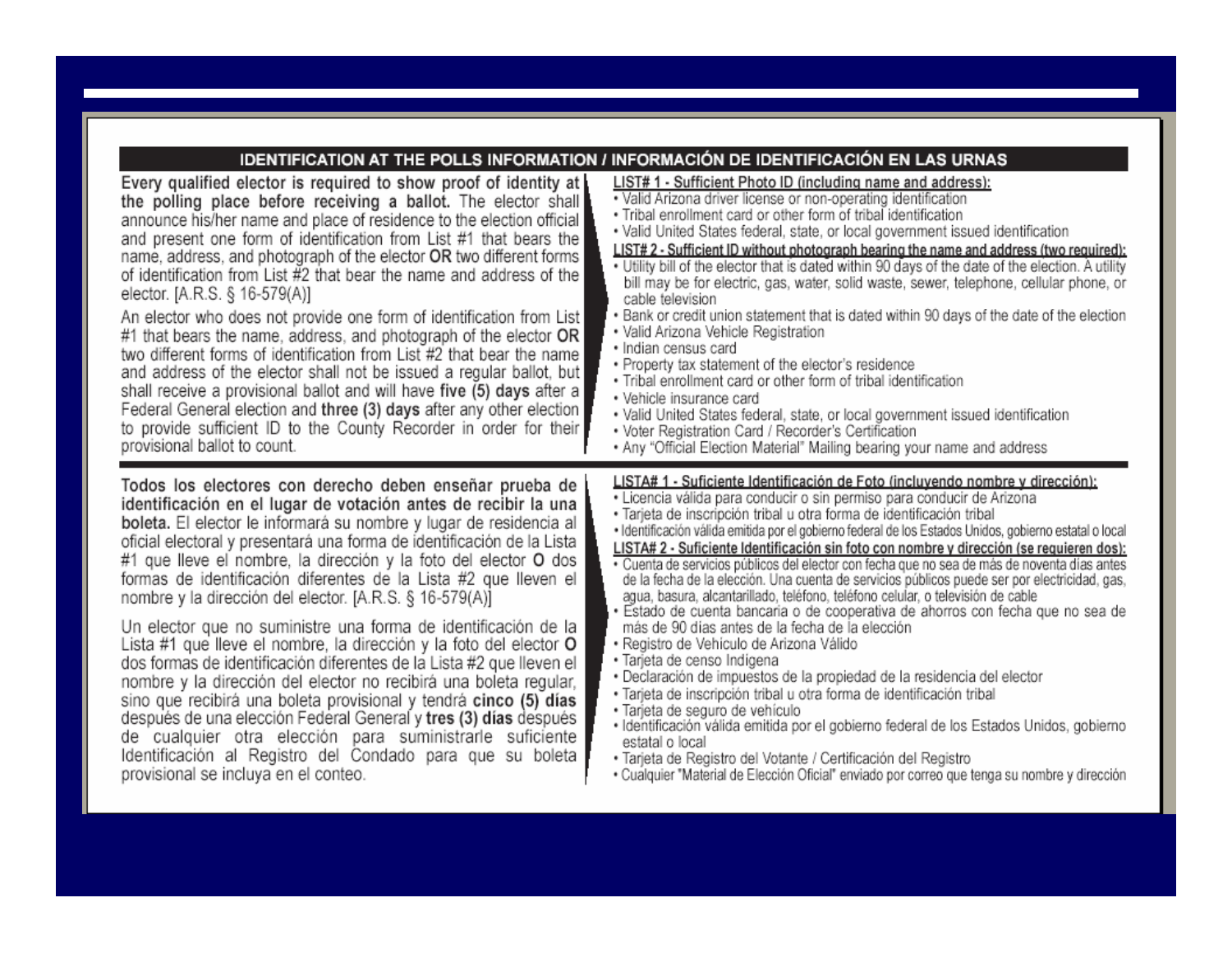## IDENTIFICATION AT THE POLLS INFORMATION / INFORMACIÓN DE IDENTIFICACIÓN EN LAS URNAS

**Every qualified elector is required to show proof of identity at the polling place before receiving a ballot.** The elector shall announce his/her name and place of residence to the election official and present one form of identification from List #1 that bears the name, address, and photograph of the elector **OR** two different forms of identification from List #2 that bear the name and address of the elector. [A.R.S. § 16-579(A)]

An elector who does not provide one form of identification from List #1 that bears the name, address, and photograph of the elector **OR** two different forms of identification from List #2 that bear the name and address of the elector shall not be issued a regular ballot, but shall receive a provisional ballot and will have **five (5) days** after a Federal General election and **three (3) days** after any other election to provide sufficient ID to the County Recorder in order for their provisional ballot to count.

<u>LIST# 1 - Sufficient Photo ID (including name and address):</u>

- Valid Arizona driver license or non-operating identification
- Tribal enrollment card or other form of tribal identification
- Valid United States federal, state, or local government issued identification

<u>LIST# 2 - Sufficient ID without photograph bearing the name and address (two required):</u>

- Utility bill of the elector that is dated within 90 days of the date of the election. A utility bill may be for electric, gas, water, solid waste, sewer, telephone, cellular phone, or cable television
- Bank or credit union statement that is dated within 90 days of the date of the election
- Valid Arizona Vehicle Registration
- Indian census card
- Property tax statement of the elector's residence
- Tribal enrollment card or other form of tribal identification
- Vehicle insurance card
- Valid United States federal, state, or local government issued identification
- Voter Registration Card / Recorder's Certification
- Any "Official Election Material" Mailing bearing your name and address

---

**Todos los electores con derecho deben enseñar prueba de identificación en el lugar de votación antes de recibir la una boleta.** El elector le informará su nombre y lugar de residencia al oficial electoral y presentará una forma de identificación de la Lista #1 que lleve el nombre, la dirección y la foto del elector **O** dos formas de identificación diferentes de la Lista #2 que lleven el nombre y la dirección del elector. [A.R.S. § 16-579(A)]

Un elector que no suministre una forma de identificación de la Lista #1 que lleve el nombre, la dirección y la foto del elector **O** dos formas de identificación diferentes de la Lista #2 que lleven el nombre y la dirección del elector no recibirá una boleta regular, sino que recibirá una boleta provisional y tendrá **cinco (5) días** después de una elección Federal General y **tres (3) días** después de cualquier otra elección para suministrarle suficiente Identificación al Registro del Condado para que su boleta provisional se incluya en el conteo.

<u>LISTA# 1 - Suficiente Identificación de Foto (incluyendo nombre y dirección):</u>

- Licencia válida para conducir o sin permiso para conducir de Arizona
- Tarjeta de inscripción tribal u otra forma de identificación tribal
- Identificación válida emitida por el gobierno federal de los Estados Unidos, gobierno estatal o local

<u>LISTA# 2 - Suficiente Identificación sin foto con nombre y dirección (se requieren dos):</u>

- Cuenta de servicios públicos del elector con fecha que no sea de más de noventa días antes de la fecha de la elección. Una cuenta de servicios públicos puede ser por electricidad, gas, agua, basura, alcantarillado, teléfono, teléfono celular, o televisión de cable
- Estado de cuenta bancaria o de cooperativa de ahorros con fecha que no sea de más de 90 días antes de la fecha de la elección
- Registro de Vehículo de Arizona Válido
- Tarjeta de censo Indígena
- Declaración de impuestos de la propiedad de la residencia del elector
- Tarjeta de inscripción tribal u otra forma de identificación tribal
- Tarjeta de seguro de vehículo
- Identificación válida emitida por el gobierno federal de los Estados Unidos, gobierno estatal o local
- Tarjeta de Registro del Votante / Certificación del Registro
- Cualquier "Material de Elección Oficial" enviado por correo que tenga su nombre y dirección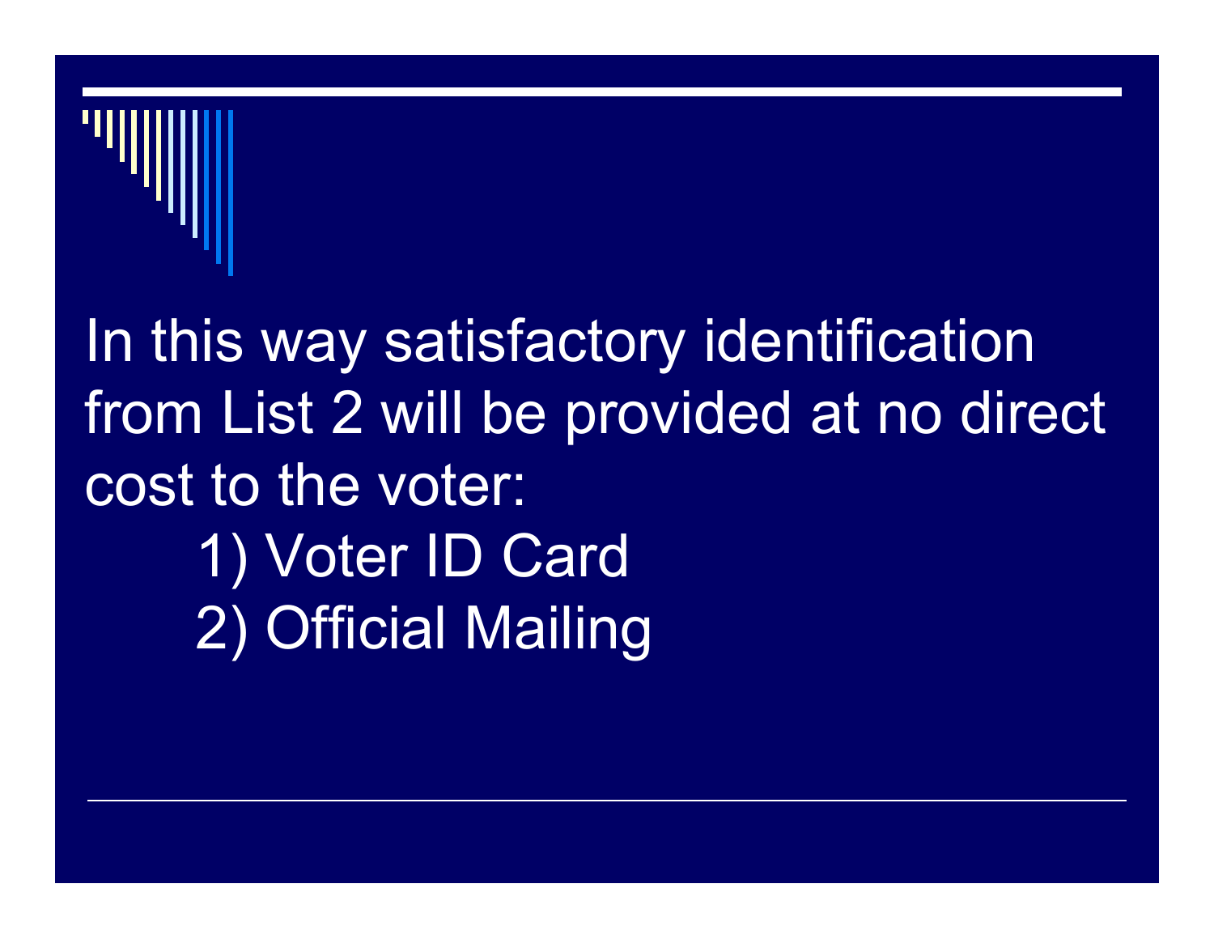In this way satisfactory identification from List 2 will be provided at no direct cost to the voter:

1) Voter ID Card
2) Official Mailing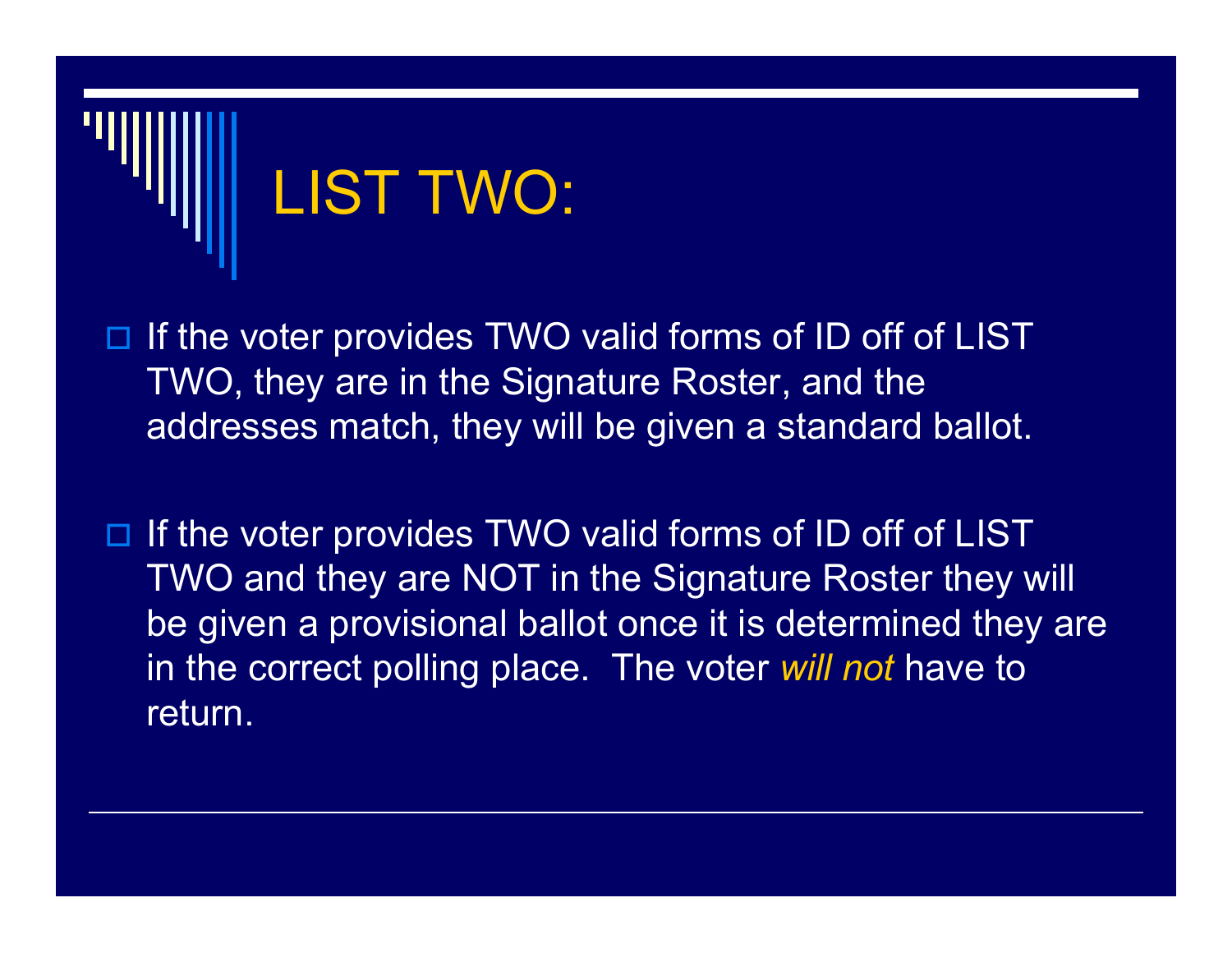# LIST TWO:

- If the voter provides TWO valid forms of ID off of LIST TWO, they are in the Signature Roster, and the addresses match, they will be given a standard ballot.

- If the voter provides TWO valid forms of ID off of LIST TWO and they are NOT in the Signature Roster they will be given a provisional ballot once it is determined they are in the correct polling place. The voter *will not* have to return.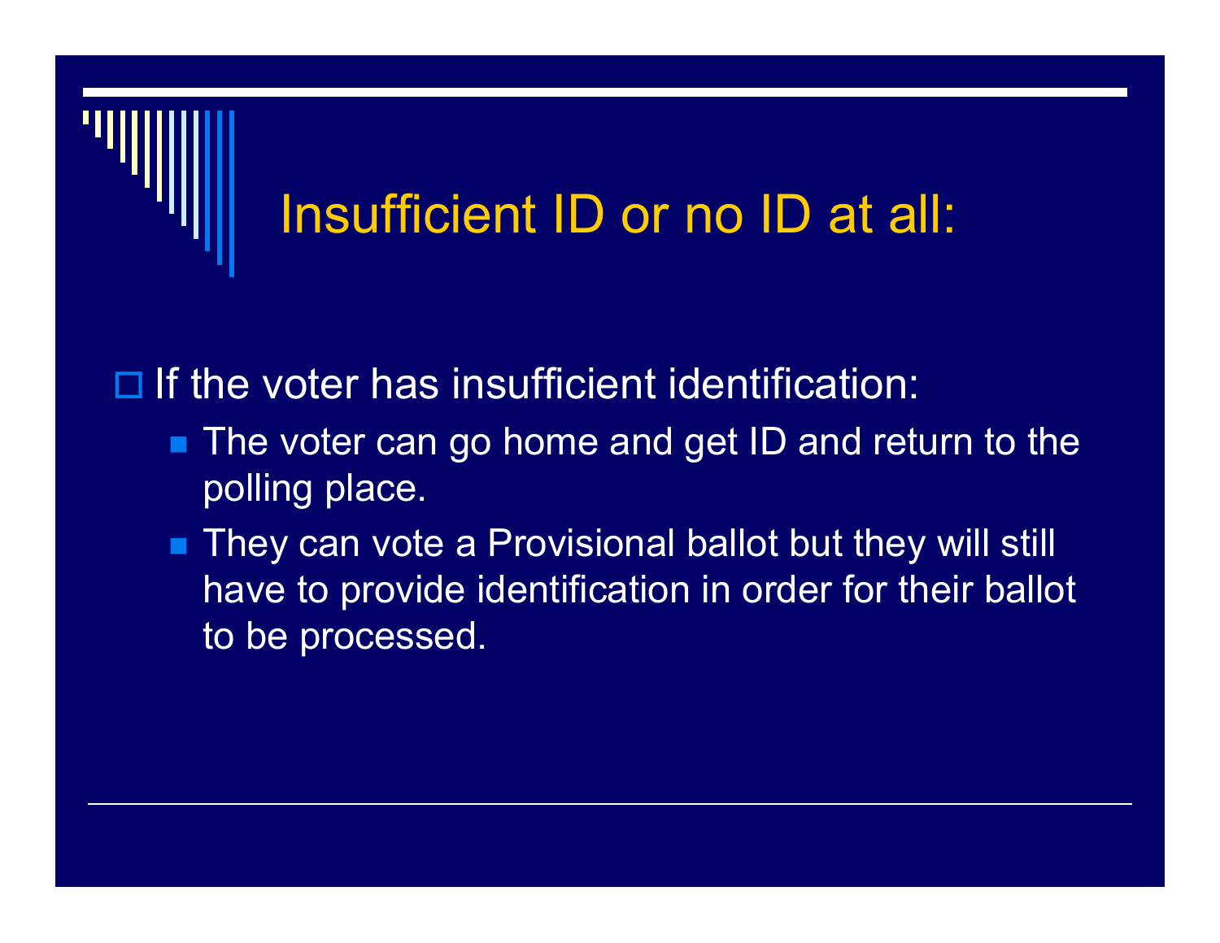# Insufficient ID or no ID at all:

- If the voter has insufficient identification:
  - The voter can go home and get ID and return to the polling place.
  - They can vote a Provisional ballot but they will still have to provide identification in order for their ballot to be processed.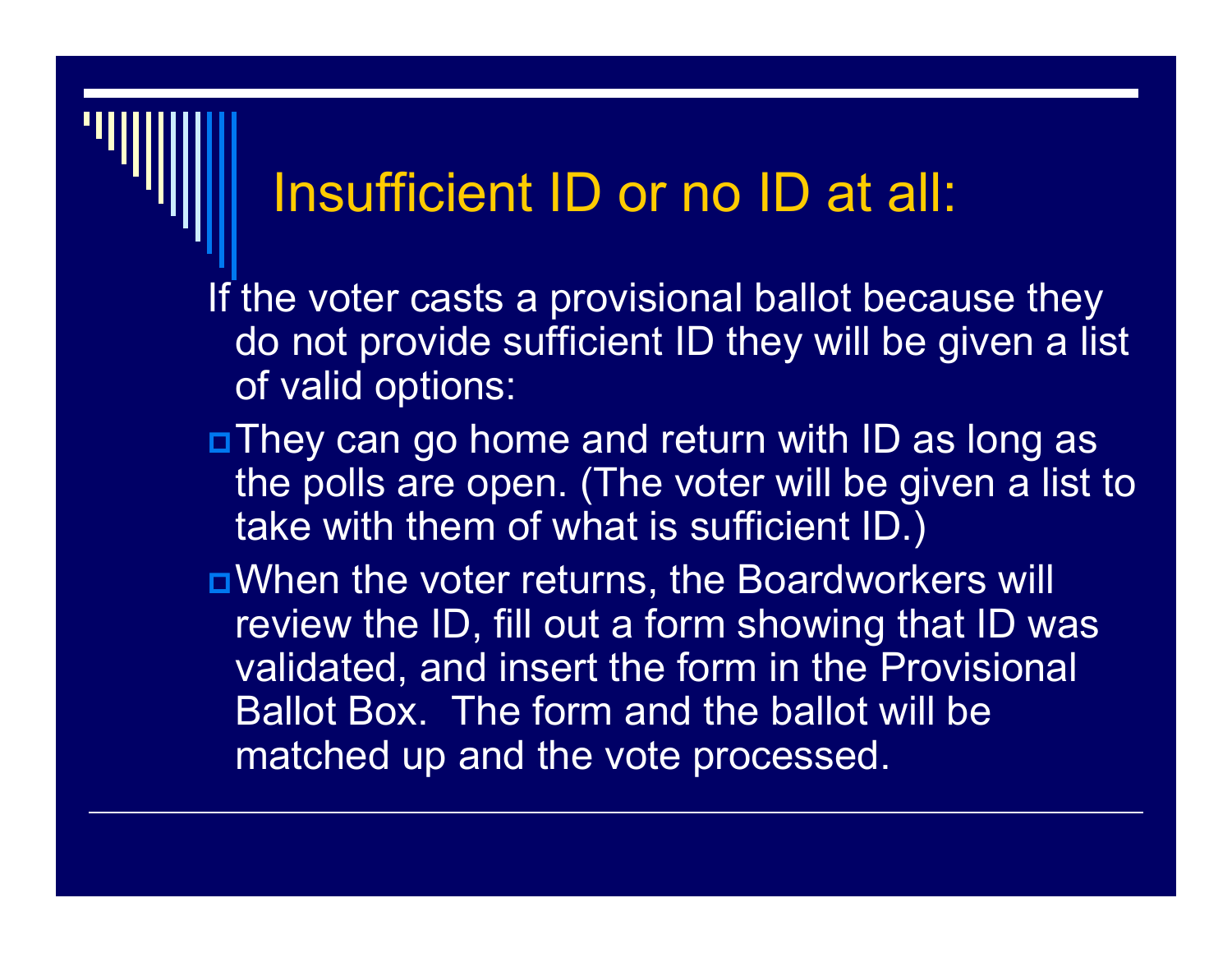# Insufficient ID or no ID at all:

If the voter casts a provisional ballot because they do not provide sufficient ID they will be given a list of valid options:

- They can go home and return with ID as long as the polls are open. (The voter will be given a list to take with them of what is sufficient ID.)
- When the voter returns, the Boardworkers will review the ID, fill out a form showing that ID was validated, and insert the form in the Provisional Ballot Box. The form and the ballot will be matched up and the vote processed.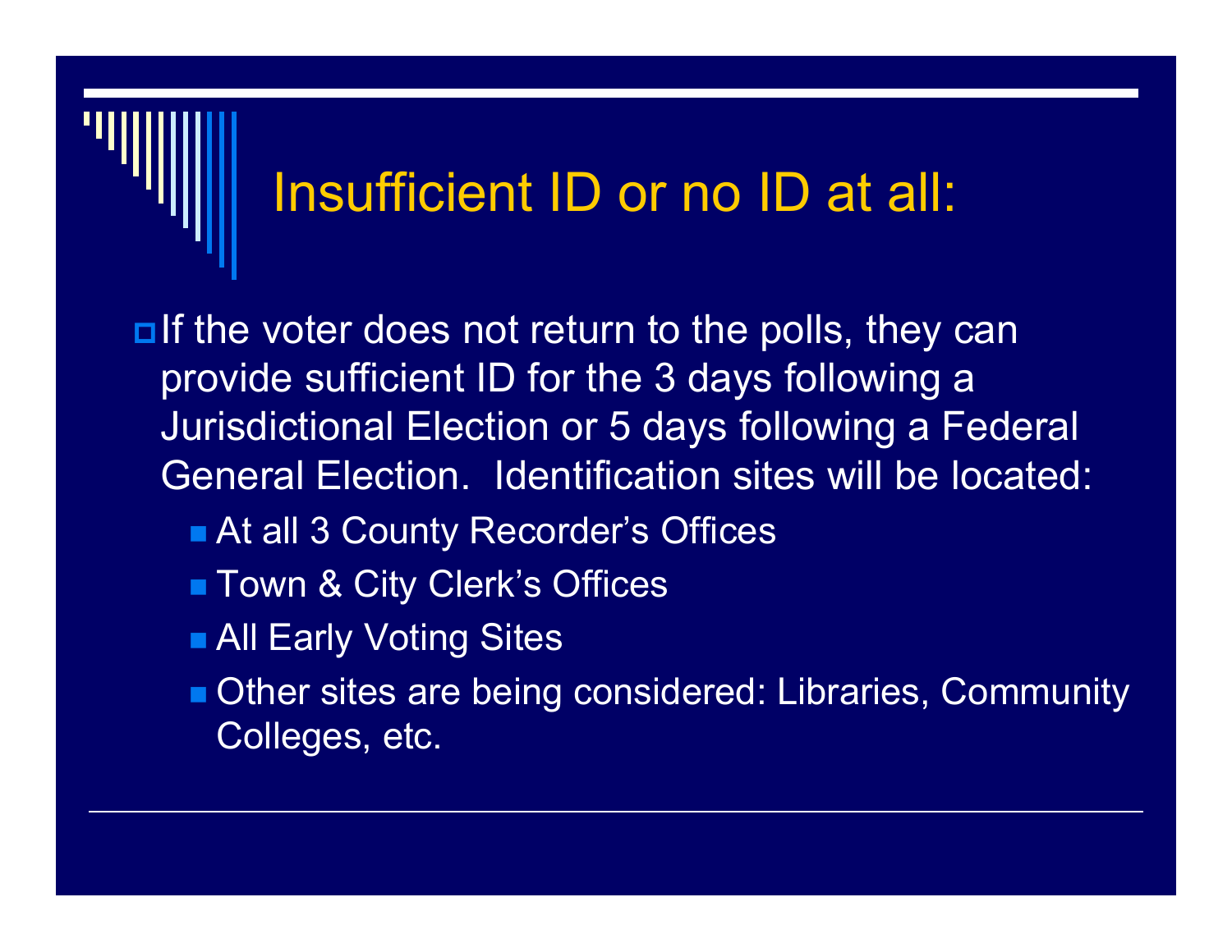# Insufficient ID or no ID at all:

- If the voter does not return to the polls, they can provide sufficient ID for the 3 days following a Jurisdictional Election or 5 days following a Federal General Election. Identification sites will be located:
  - At all 3 County Recorder's Offices
  - Town & City Clerk's Offices
  - All Early Voting Sites
  - Other sites are being considered: Libraries, Community Colleges, etc.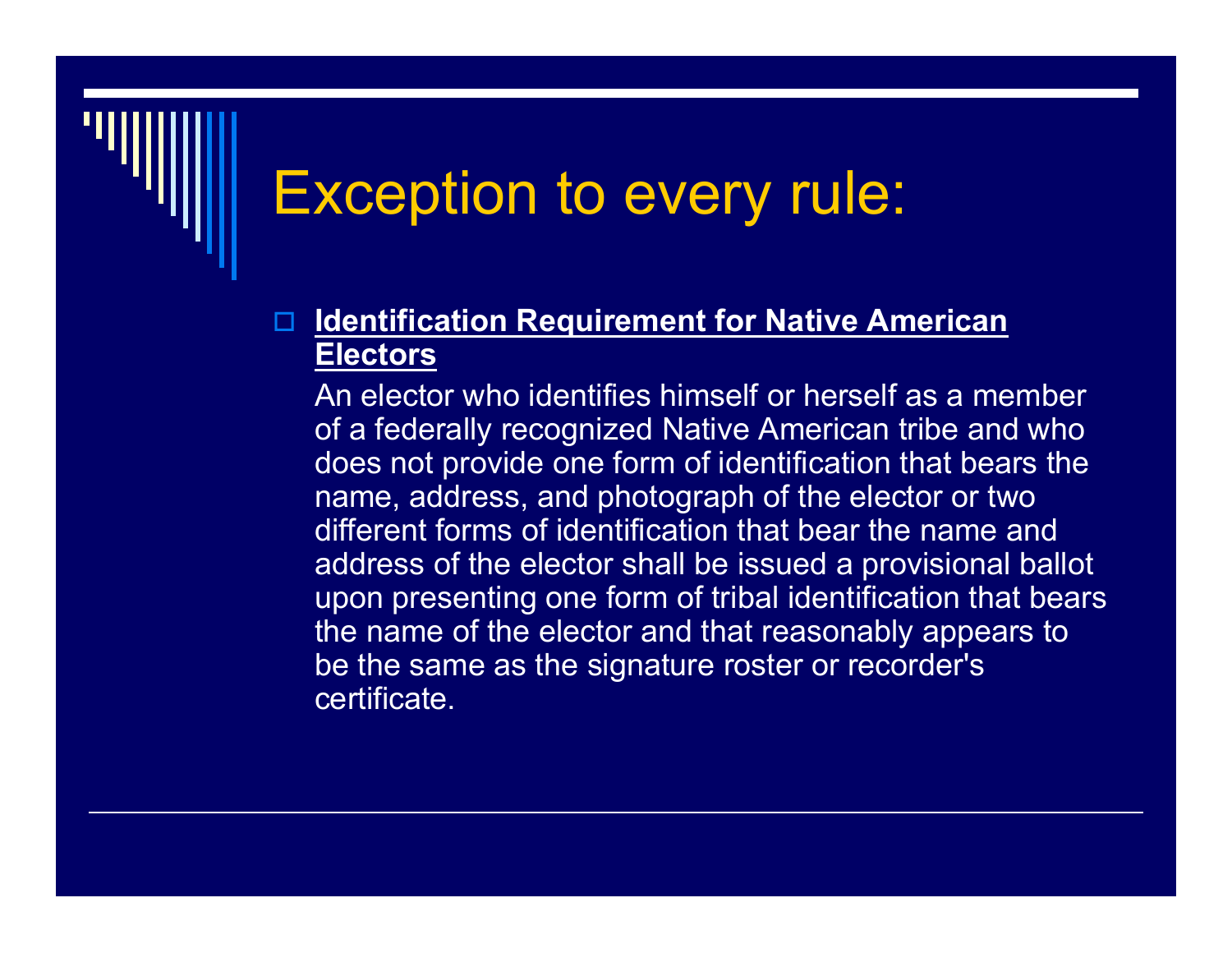# Exception to every rule:

- **Identification Requirement for Native American Electors**

  An elector who identifies himself or herself as a member of a federally recognized Native American tribe and who does not provide one form of identification that bears the name, address, and photograph of the elector or two different forms of identification that bear the name and address of the elector shall be issued a provisional ballot upon presenting one form of tribal identification that bears the name of the elector and that reasonably appears to be the same as the signature roster or recorder's certificate.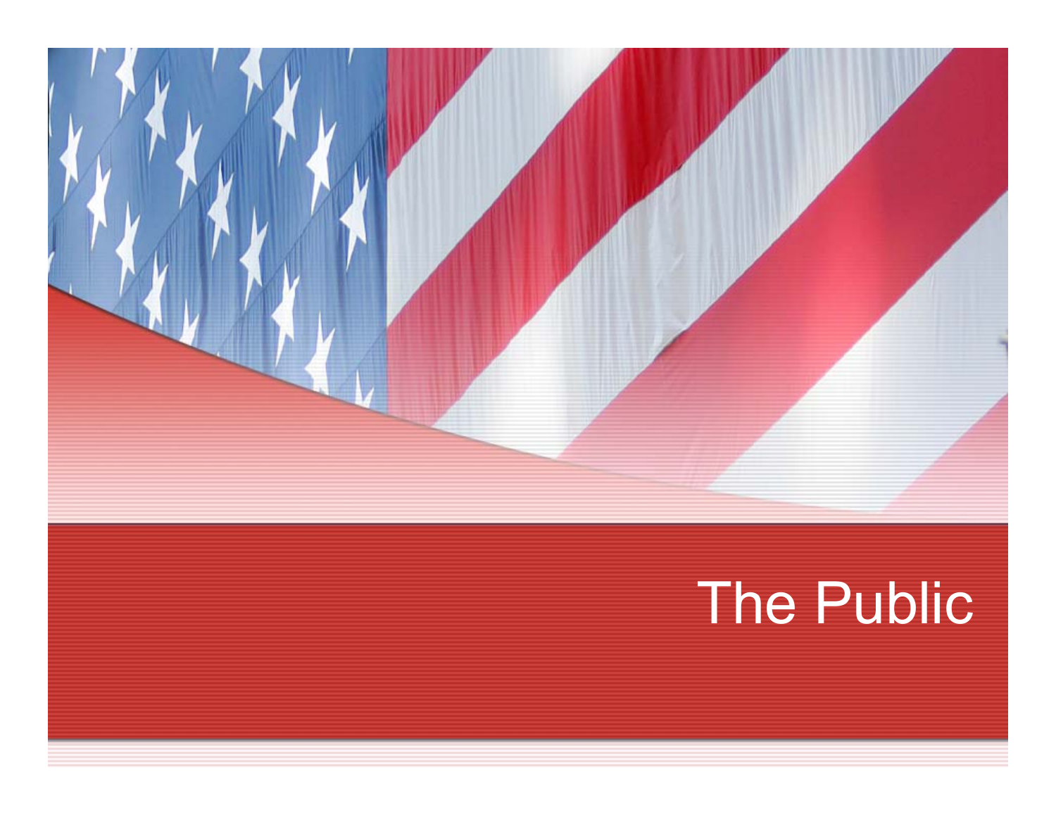# The Public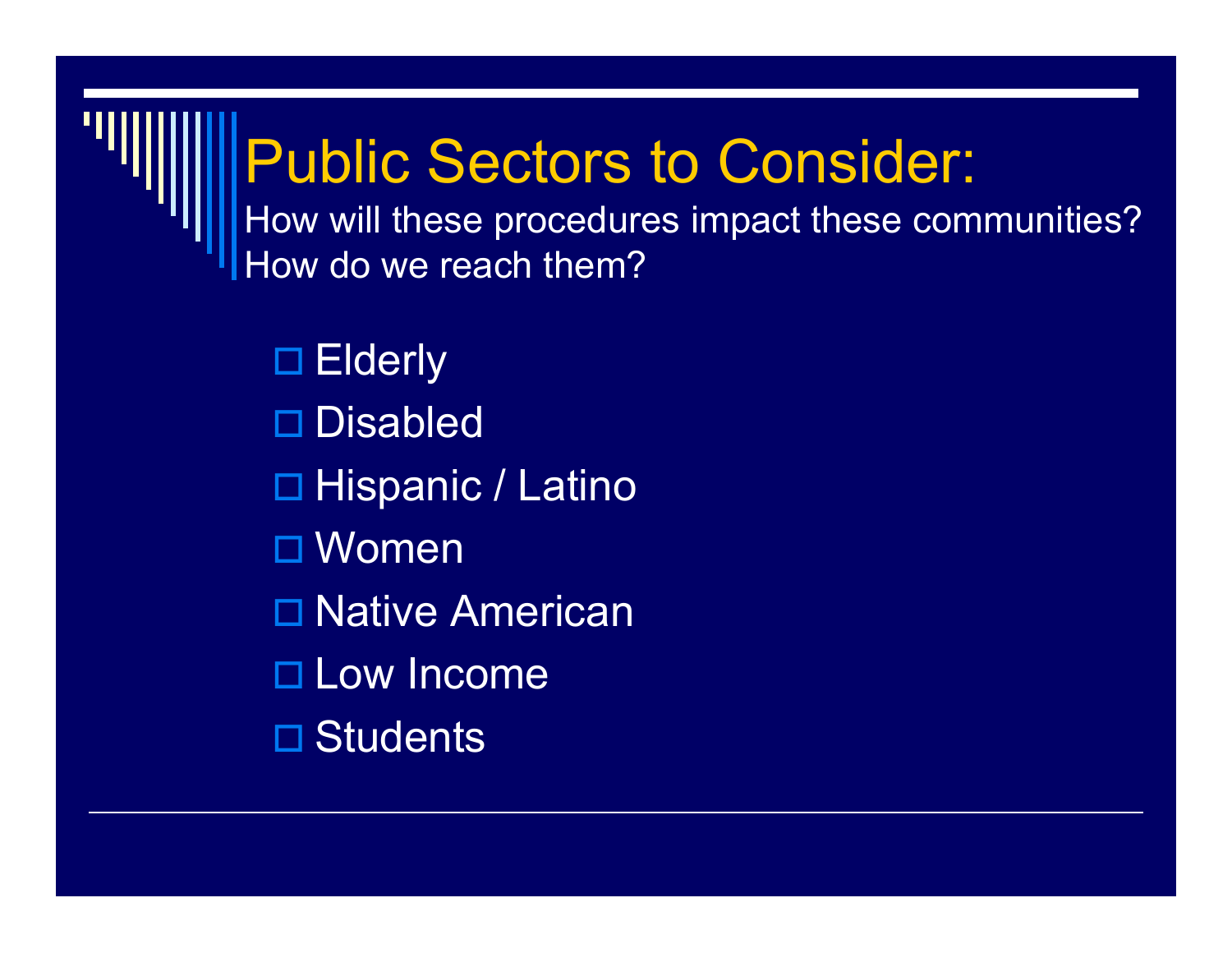# Public Sectors to Consider:

How will these procedures impact these communities?
How do we reach them?

- Elderly
- Disabled
- Hispanic / Latino
- Women
- Native American
- Low Income
- Students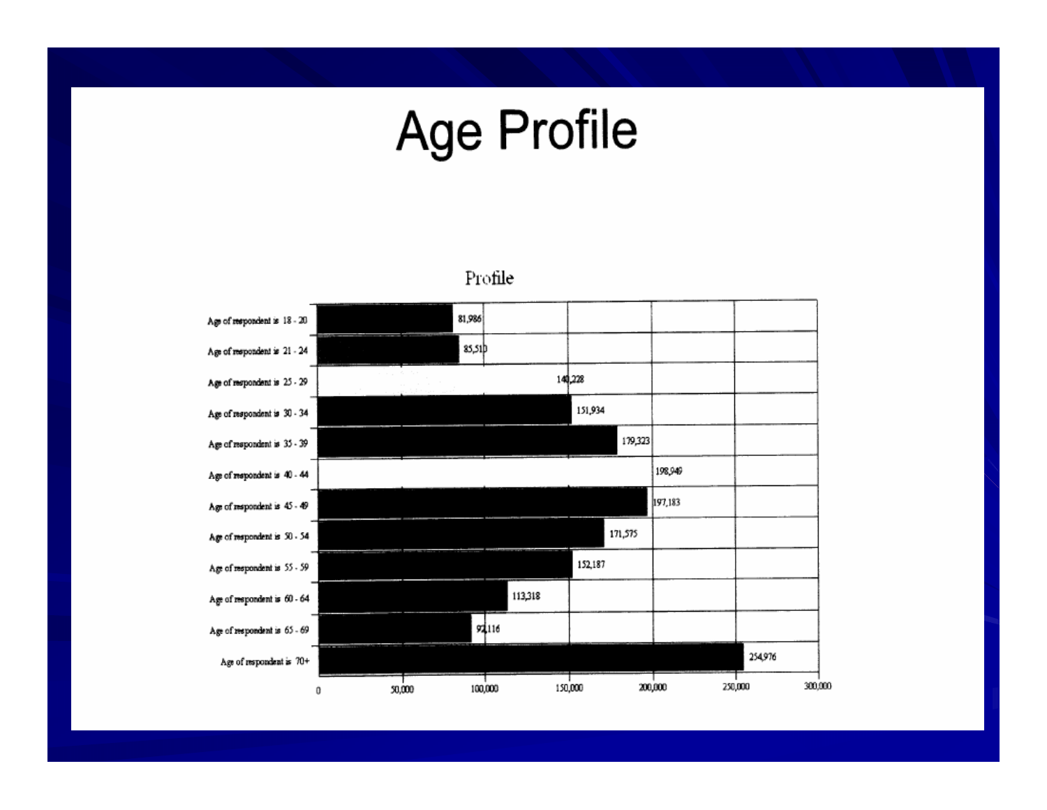# Age Profile

Profile

| Age group | Count |
|---|---|
| Age of respondent is 18 - 20 | 81,986 |
| Age of respondent is 21 - 24 | 85,510 |
| Age of respondent is 25 - 29 | 140,228 |
| Age of respondent is 30 - 34 | 151,934 |
| Age of respondent is 35 - 39 | 179,323 |
| Age of respondent is 40 - 44 | 198,949 |
| Age of respondent is 45 - 49 | 197,183 |
| Age of respondent is 50 - 54 | 171,575 |
| Age of respondent is 55 - 59 | 152,187 |
| Age of respondent is 60 - 64 | 113,318 |
| Age of respondent is 65 - 69 | 92,116 |
| Age of respondent is 70+ | 254,976 |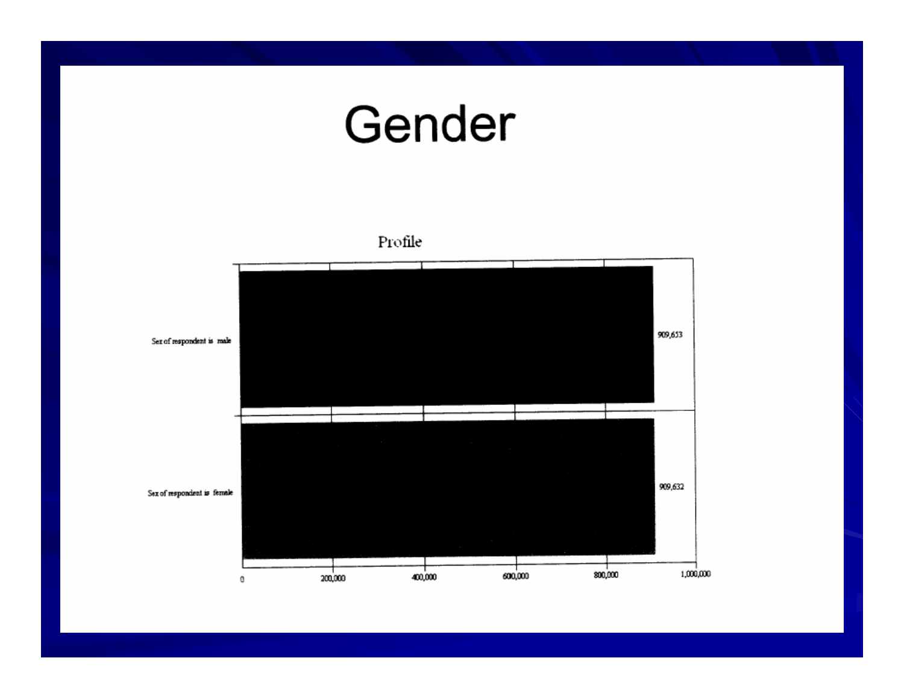# Gender

Profile

| | |
|---|---|
| Sex of respondent is male | 909,653 |
| Sex of respondent is female | 909,632 |

0 200,000 400,000 600,000 800,000 1,000,000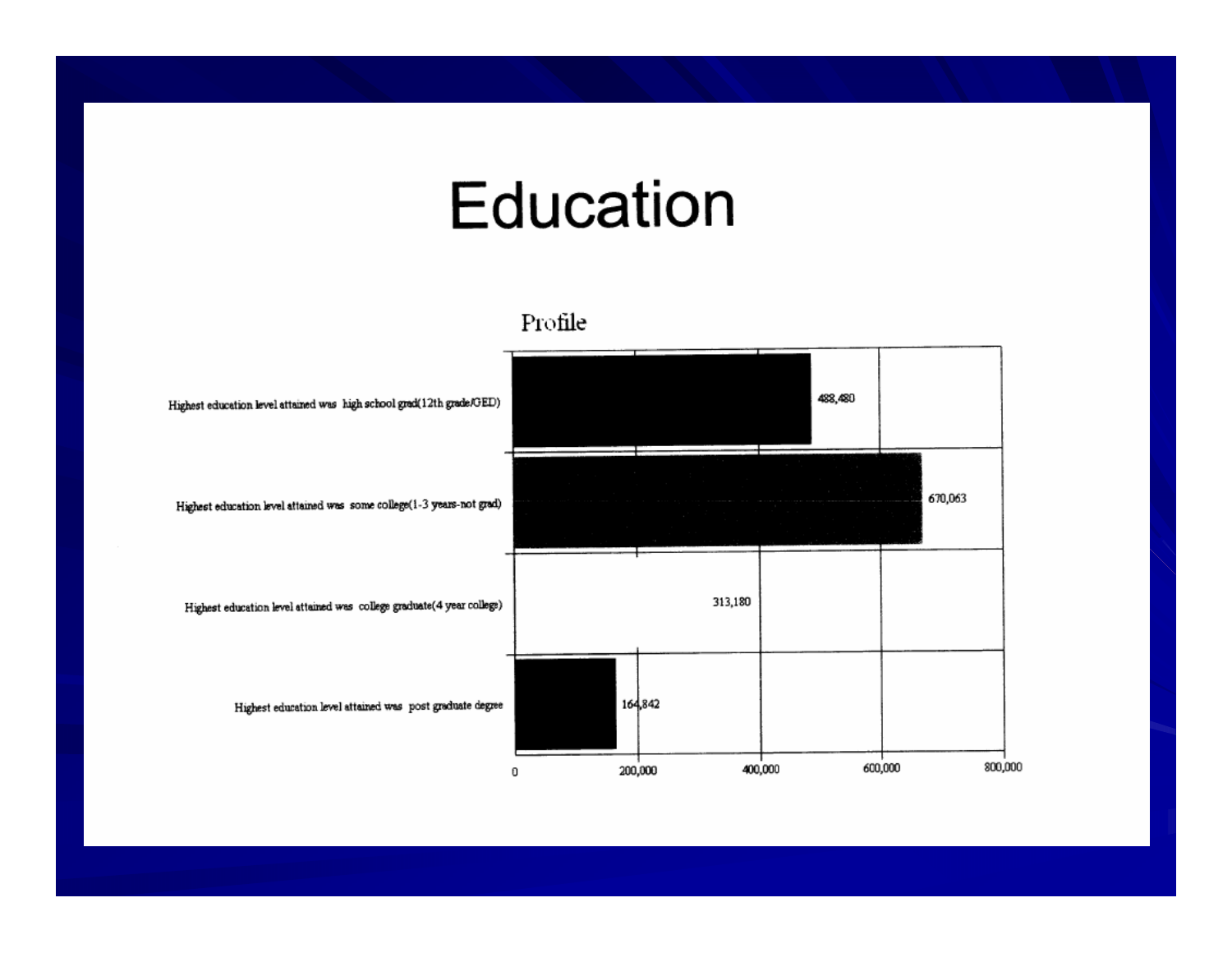# Education

## Profile

| Category | Count |
| --- | --- |
| Highest education level attained was high school grad(12th grade/GED) | 488,480 |
| Highest education level attained was some college(1-3 years-not grad) | 670,063 |
| Highest education level attained was college graduate(4 year college) | 313,180 |
| Highest education level attained was post graduate degree | 164,842 |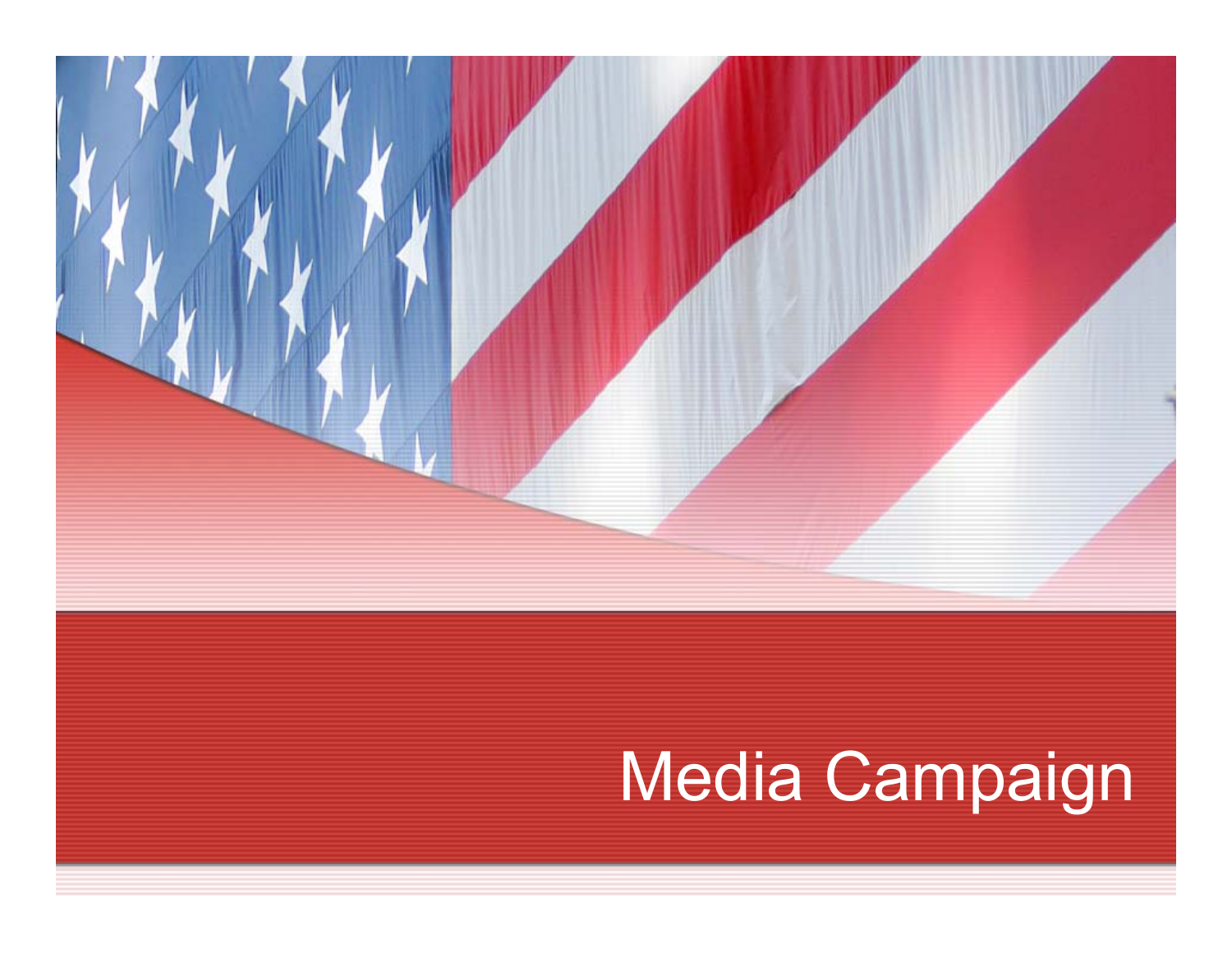# Media Campaign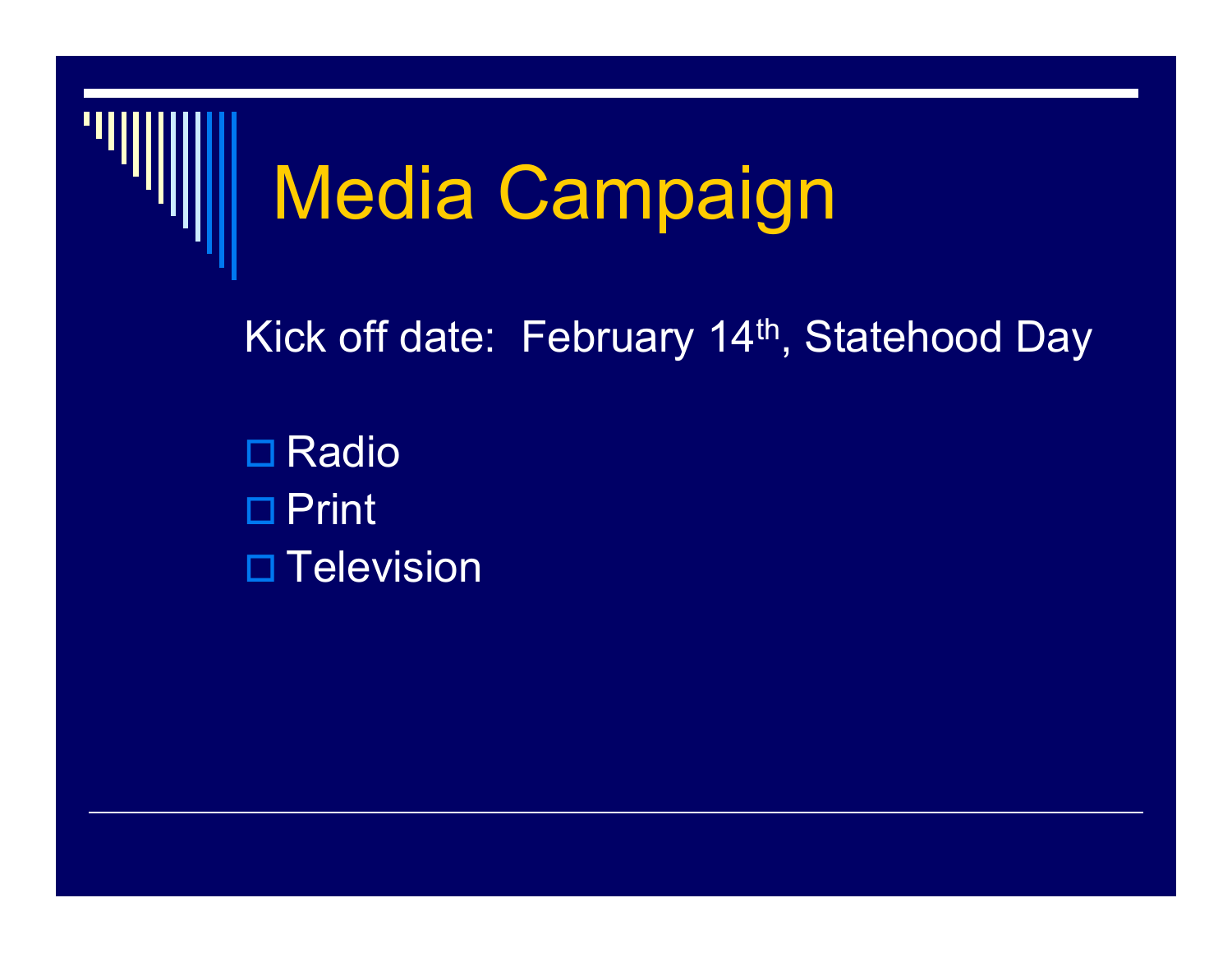# Media Campaign

Kick off date: February 14th, Statehood Day

- Radio
- Print
- Television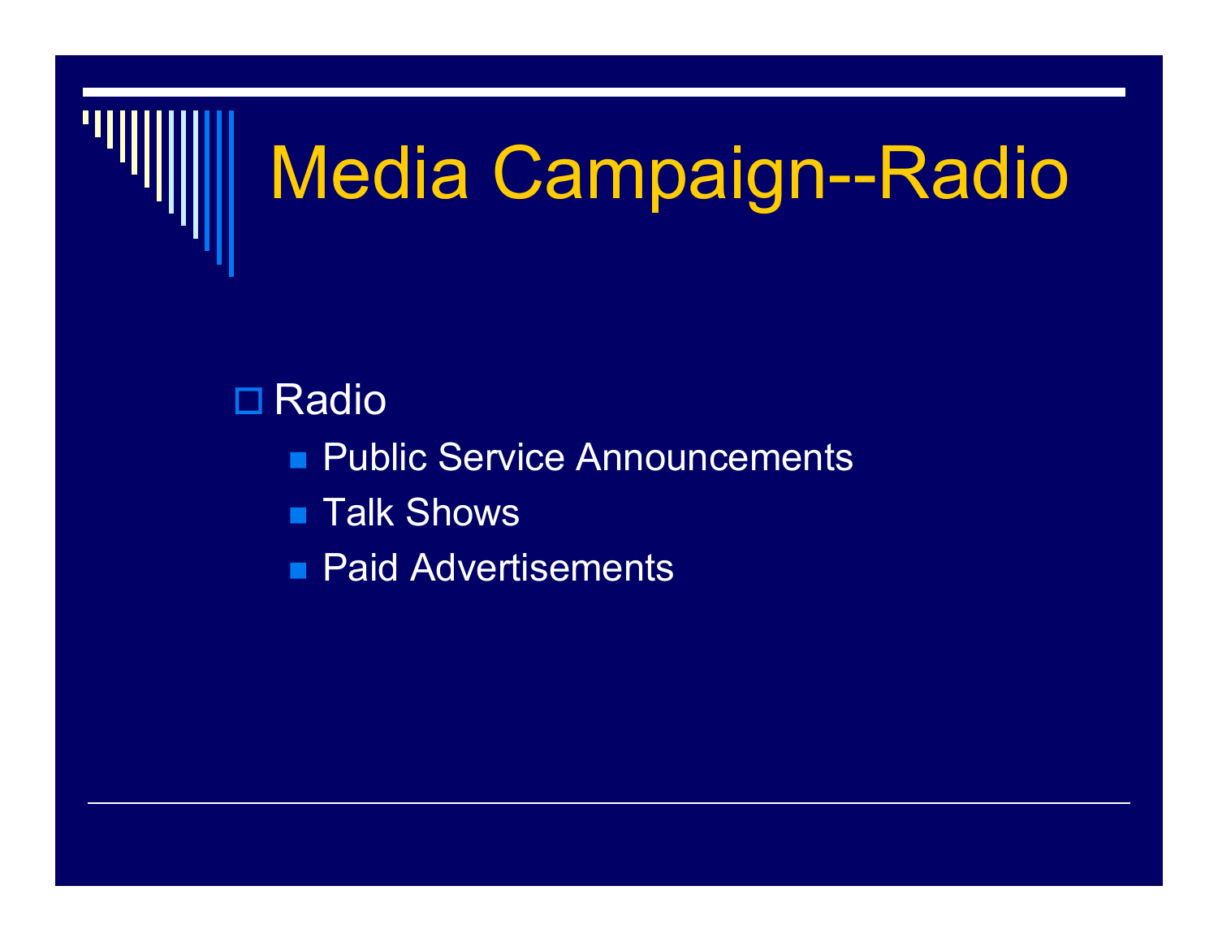# Media Campaign--Radio

- Radio
  - Public Service Announcements
  - Talk Shows
  - Paid Advertisements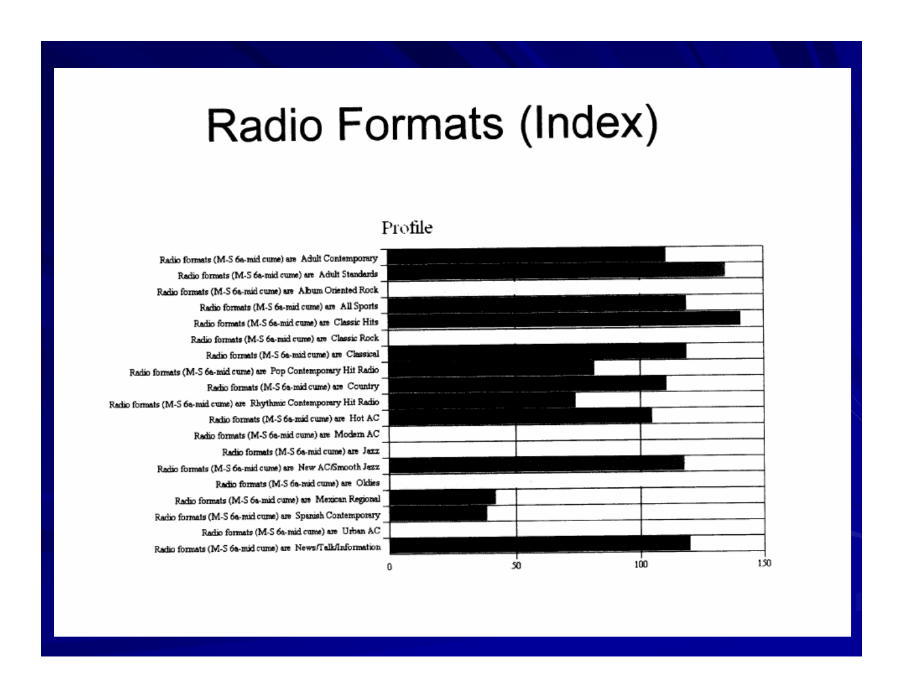# Radio Formats (Index)

Profile

| Radio format (M-S 6a-mid cume) | Index (approx.) |
|---|---|
| Radio formats (M-S 6a-mid cume) are Adult Contemporary | 111 |
| Radio formats (M-S 6a-mid cume) are Adult Standards | 135 |
| Radio formats (M-S 6a-mid cume) are Album Oriented Rock | |
| Radio formats (M-S 6a-mid cume) are All Sports | 119 |
| Radio formats (M-S 6a-mid cume) are Classic Hits | 141 |
| Radio formats (M-S 6a-mid cume) are Classic Rock | |
| Radio formats (M-S 6a-mid cume) are Classical | 119 |
| Radio formats (M-S 6a-mid cume) are Pop Contemporary Hit Radio | 82 |
| Radio formats (M-S 6a-mid cume) are Country | 111 |
| Radio formats (M-S 6a-mid cume) are Rhythmic Contemporary Hit Radio | 74 |
| Radio formats (M-S 6a-mid cume) are Hot AC | 105 |
| Radio formats (M-S 6a-mid cume) are Modern AC | |
| Radio formats (M-S 6a-mid cume) are Jazz | |
| Radio formats (M-S 6a-mid cume) are New AC/Smooth Jazz | 118 |
| Radio formats (M-S 6a-mid cume) are Oldies | |
| Radio formats (M-S 6a-mid cume) are Mexican Regional | 42 |
| Radio formats (M-S 6a-mid cume) are Spanish Contemporary | 39 |
| Radio formats (M-S 6a-mid cume) are Urban AC | |
| Radio formats (M-S 6a-mid cume) are News/Talk/Information | 120 |

Axis: 0, 50, 100, 150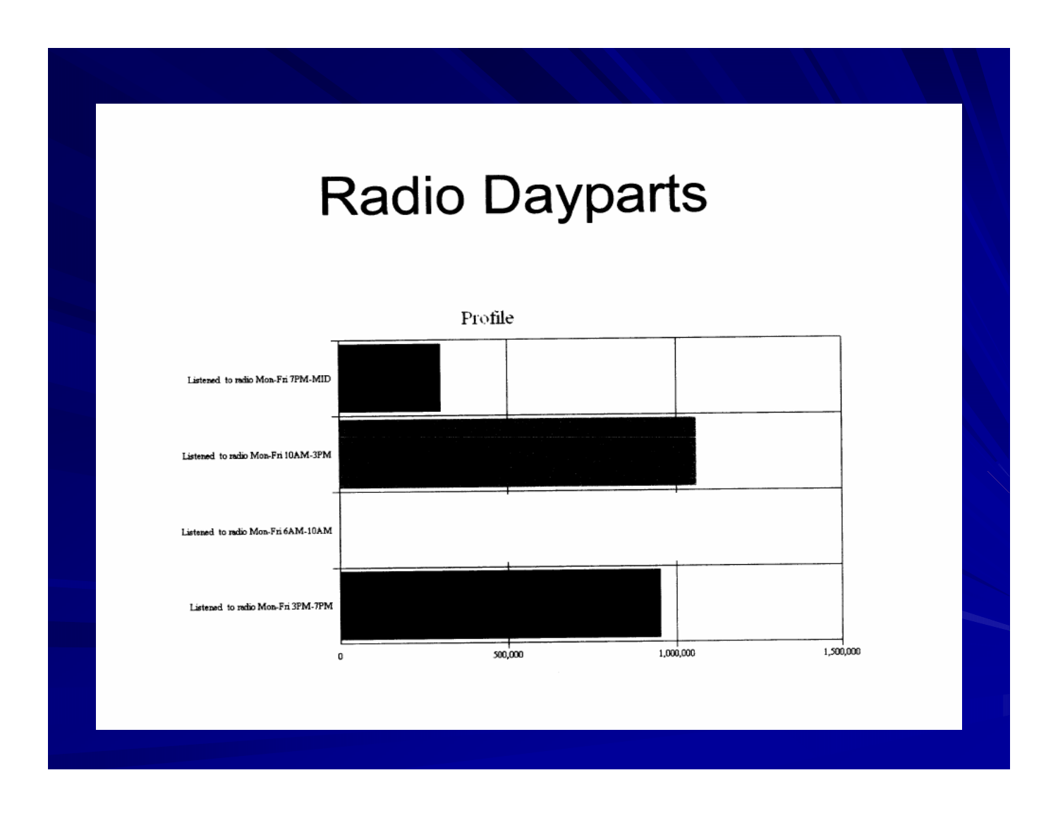# Radio Dayparts

Profile

Listened to radio Mon-Fri 7PM-MID

Listened to radio Mon-Fri 10AM-3PM

Listened to radio Mon-Fri 6AM-10AM

Listened to radio Mon-Fri 3PM-7PM

0 500,000 1,000,000 1,500,000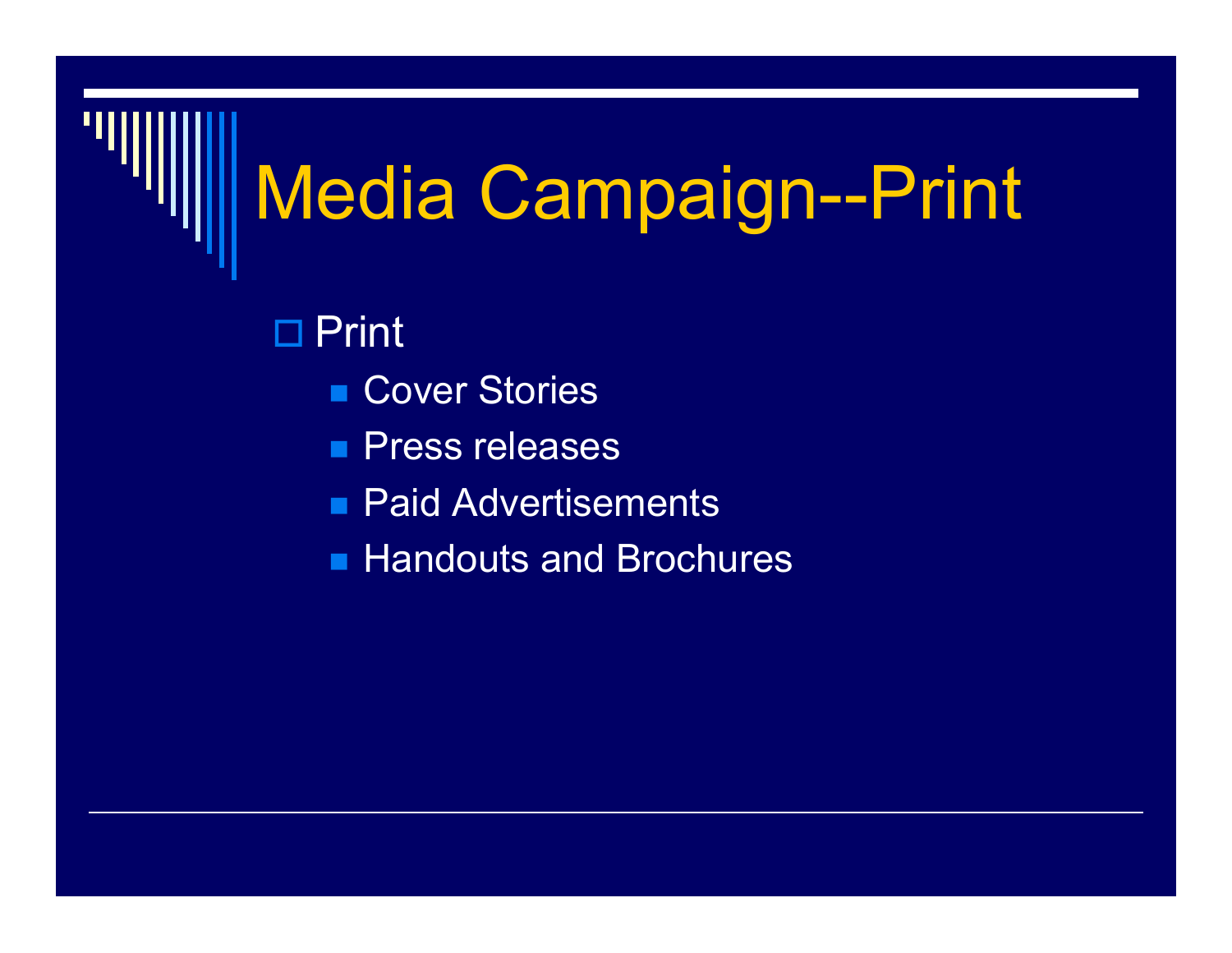# Media Campaign--Print

- Print
  - Cover Stories
  - Press releases
  - Paid Advertisements
  - Handouts and Brochures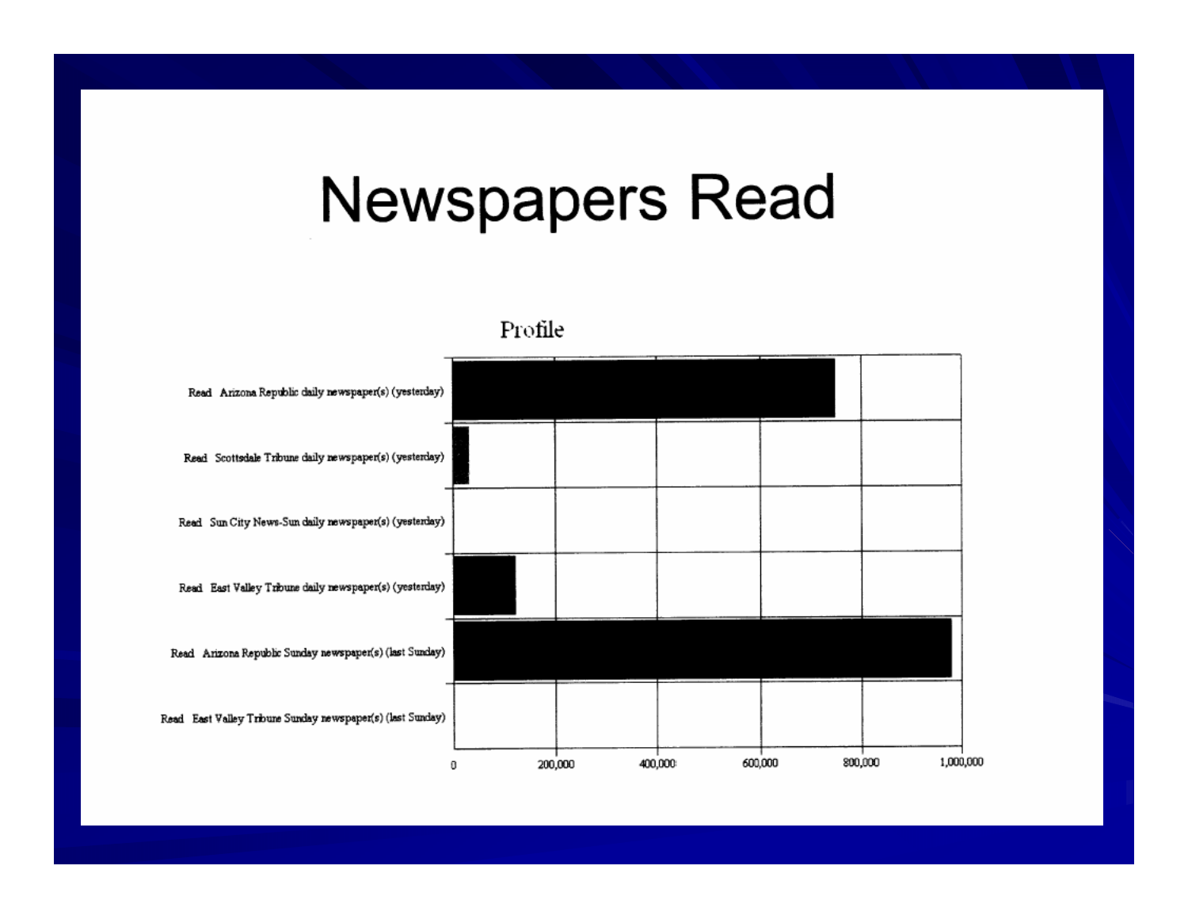# Newspapers Read

Profile

Read Arizona Republic daily newspaper(s) (yesterday)

Read Scottsdale Tribune daily newspaper(s) (yesterday)

Read Sun City News-Sun daily newspaper(s) (yesterday)

Read East Valley Tribune daily newspaper(s) (yesterday)

Read Arizona Republic Sunday newspaper(s) (last Sunday)

Read East Valley Tribune Sunday newspaper(s) (last Sunday)

0 200,000 400,000 600,000 800,000 1,000,000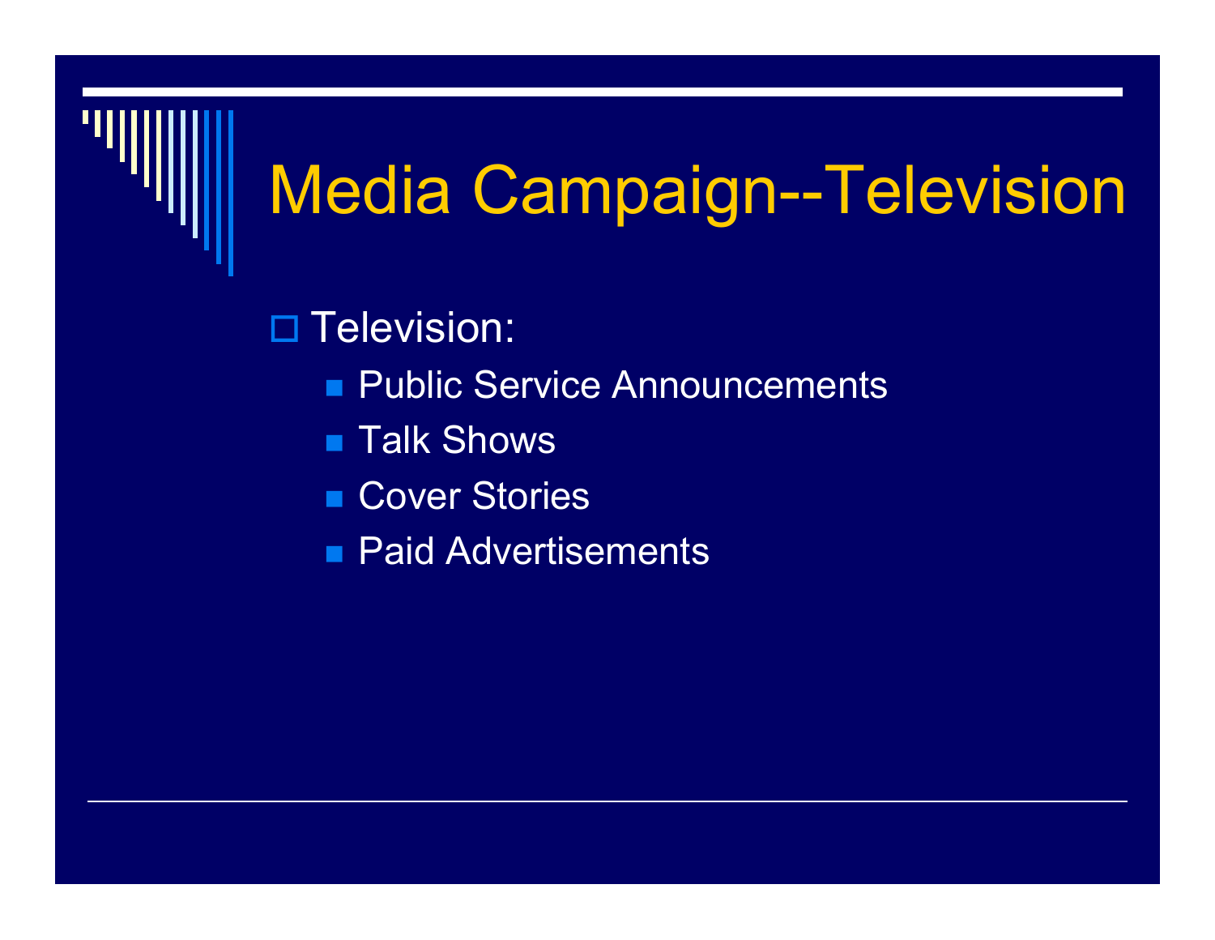# Media Campaign--Television

- Television:
  - Public Service Announcements
  - Talk Shows
  - Cover Stories
  - Paid Advertisements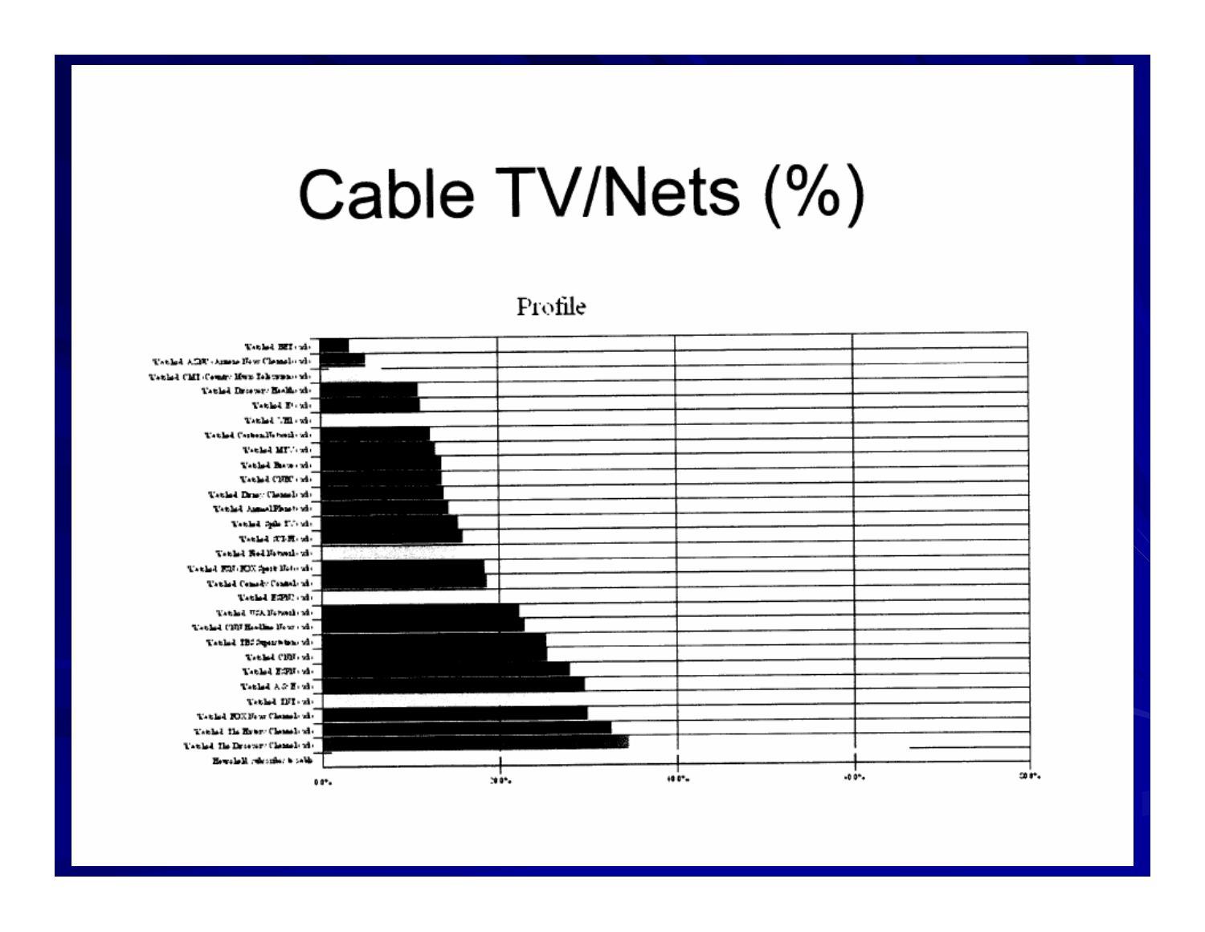# Cable TV/Nets (%)

Profile

- Watched BET
- Watched AZN (Armed Forces News Channel)
- Watched CMT (Country Music Television)
- Watched Discovery Health
- Watched E!
- Watched VH1
- Watched Cartoon Network
- Watched MTV
- Watched Bravo
- Watched CNBC
- Watched Disney Channel
- Watched Animal Planet
- Watched Spike TV
- Watched TNT
- Watched Food Network
- Watched FSN (FOX Sports Network)
- Watched Comedy Central
- Watched ESPN2
- Watched USA Network
- Watched CNN Headline News
- Watched TBS Superstation
- Watched CNN
- Watched ESPN
- Watched A&E
- Watched TNT
- Watched FOX News Channel
- Watched The History Channel
- Watched The Discovery Channel
- Household subscribes to cable

0.0% | 20.0% | 40.0% | 60.0% | 80.0%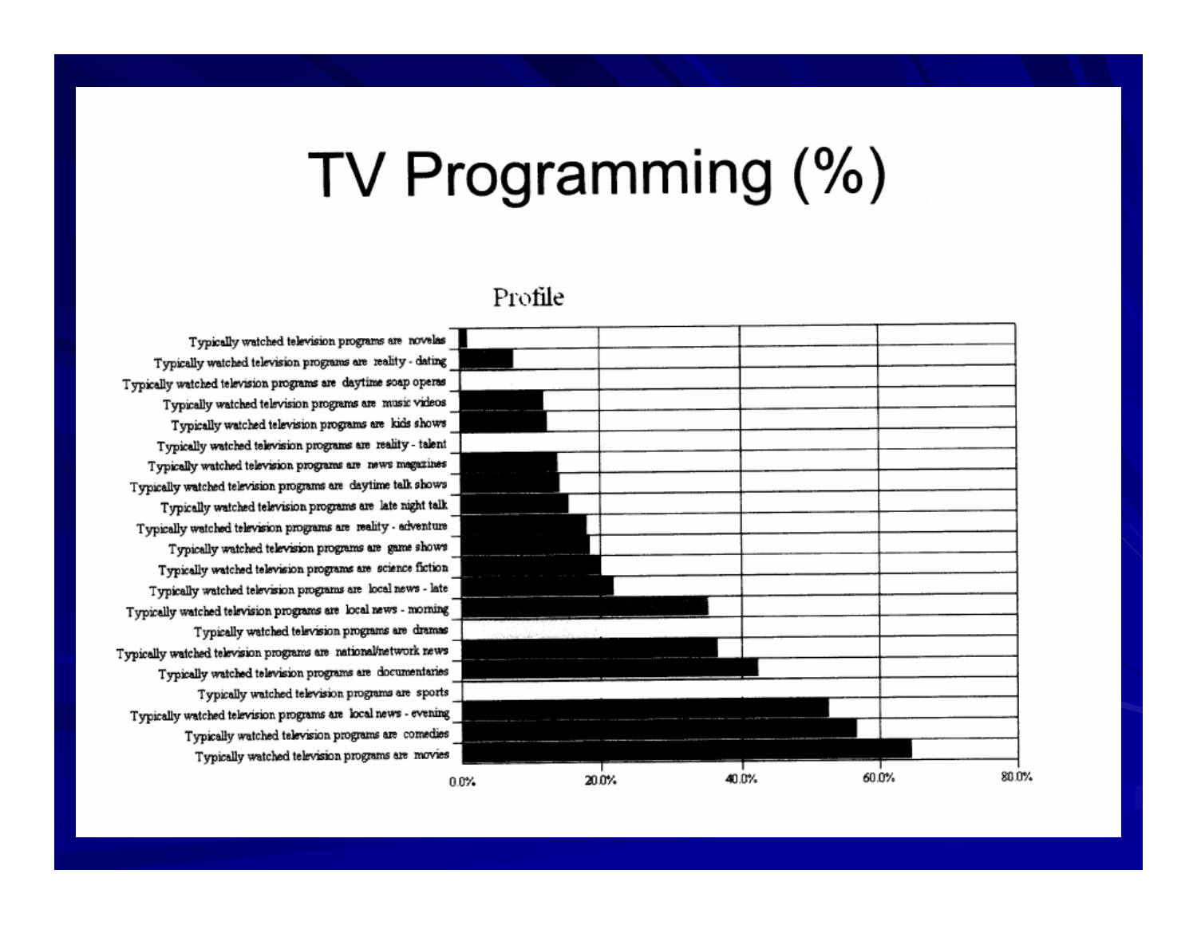# TV Programming (%)

Profile

- Typically watched television programs are novelas
- Typically watched television programs are reality - dating
- Typically watched television programs are daytime soap operas
- Typically watched television programs are music videos
- Typically watched television programs are kids shows
- Typically watched television programs are reality - talent
- Typically watched television programs are news magazines
- Typically watched television programs are daytime talk shows
- Typically watched television programs are late night talk
- Typically watched television programs are reality - adventure
- Typically watched television programs are game shows
- Typically watched television programs are science fiction
- Typically watched television programs are local news - late
- Typically watched television programs are local news - morning
- Typically watched television programs are dramas
- Typically watched television programs are national/network news
- Typically watched television programs are documentaries
- Typically watched television programs are sports
- Typically watched television programs are local news - evening
- Typically watched television programs are comedies
- Typically watched television programs are movies

0.0% 20.0% 40.0% 60.0% 80.0%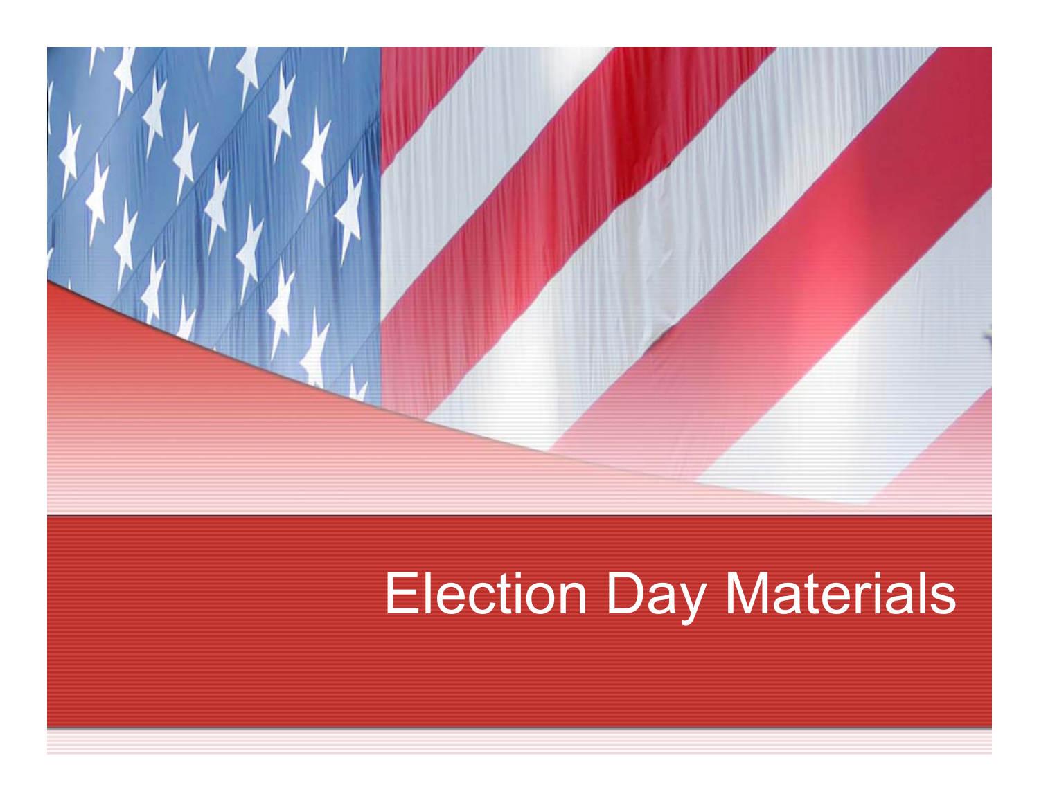# Election Day Materials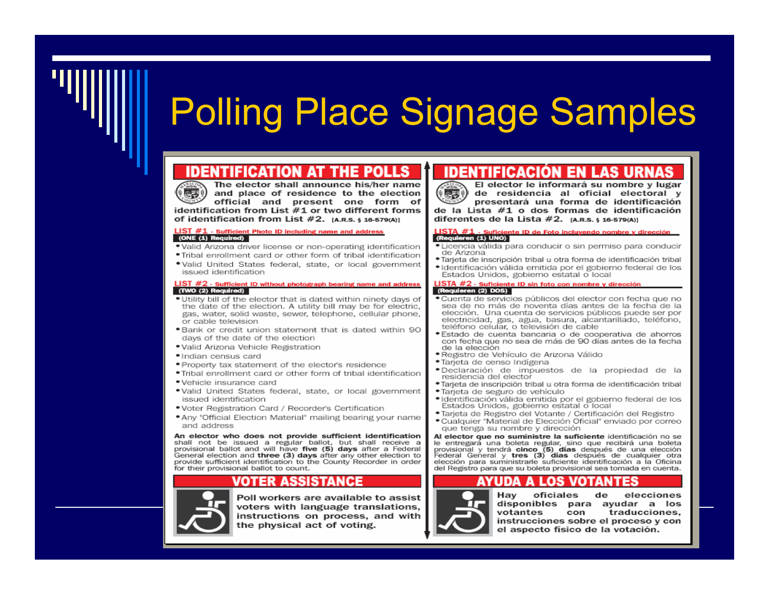# Polling Place Signage Samples

## IDENTIFICATION AT THE POLLS

The elector shall announce his/her name and place of residence to the election official and present one form of identification from List #1 or two different forms of identification from List #2. [A.R.S. § 16-579(A)]

**LIST #1 - Sufficient Photo ID including name and address**
**(ONE (1) Required)**

- Valid Arizona driver license or non-operating identification
- Tribal enrollment card or other form of tribal identification
- Valid United States federal, state, or local government issued identification

**LIST #2 - Sufficient ID without photograph bearing name and address**
**(TWO (2) Required)**

- Utility bill of the elector that is dated within ninety days of the date of the election. A utility bill may be for electric, gas, water, solid waste, sewer, telephone, cellular phone, or cable television
- Bank or credit union statement that is dated within 90 days of the date of the election
- Valid Arizona Vehicle Registration
- Indian census card
- Property tax statement of the elector's residence
- Tribal enrollment card or other form of tribal identification
- Vehicle insurance card
- Valid United States federal, state, or local government issued identification
- Voter Registration Card / Recorder's Certification
- Any "Official Election Material" mailing bearing your name and address

**An elector who does not provide sufficient identification** shall not be issued a regular ballot, but shall receive a provisional ballot and will have **five (5) days** after a Federal General election and **three (3) days** after any other election to provide sufficient identification to the County Recorder in order for their provisional ballot to count.

## VOTER ASSISTANCE

Poll workers are available to assist voters with language translations, instructions on process, and with the physical act of voting.

## IDENTIFICACIÓN EN LAS URNAS

El elector le informará su nombre y lugar de residencia al oficial electoral y presentará una forma de identificación de la Lista #1 o dos formas de identificación diferentes de la Lista #2. [A.R.S. § 16-579(A)]

**LISTA #1 - Suficiente ID de Foto incluyendo nombre y dirección**
**(Requieren (1) UNO)**

- Licencia válida para conducir o sin permiso para conducir de Arizona
- Tarjeta de inscripción tribal u otra forma de identificación tribal
- Identificación válida emitida por el gobierno federal de los Estados Unidos, gobierno estatal o local

**LISTA #2 - Suficiente ID sin foto con nombre y dirección**
**(Requieren (2) DOS)**

- Cuenta de servicios públicos del elector con fecha que no sea de no más de noventa días antes de la fecha de la elección. Una cuenta de servicios públicos puede ser por electricidad, gas, agua, basura, alcantarillado, teléfono, teléfono celular, o televisión de cable
- Estado de cuenta bancaria o de cooperativa de ahorros con fecha que no sea de más de 90 días antes de la fecha de la elección
- Registro de Vehículo de Arizona Válido
- Tarjeta de censo Indígena
- Declaración de impuestos de la propiedad de la residencia del elector
- Tarjeta de inscripción tribal u otra forma de identificación tribal
- Tarjeta de seguro de vehículo
- Identificación válida emitida por el gobierno federal de los Estados Unidos, gobierno estatal o local
- Tarjeta de Registro del Votante / Certificación del Registro
- Cualquier "Material de Elección Oficial" enviado por correo que tenga su nombre y dirección

**Al elector que no suministre la suficiente** identificación no se le entregará una boleta regular, sino que recibirá una boleta provisional y tendrá **cinco (5) días** después de una elección Federal General y **tres (3) días** después de cualquier otra elección para suministrarle suficiente identificación a la Oficina del Registro para que su boleta provisional sea tomada en cuenta.

## AYUDA A LOS VOTANTES

Hay oficiales de elecciones disponibles para ayudar a los votantes con traducciones, instrucciones sobre el proceso y con el aspecto físico de la votación.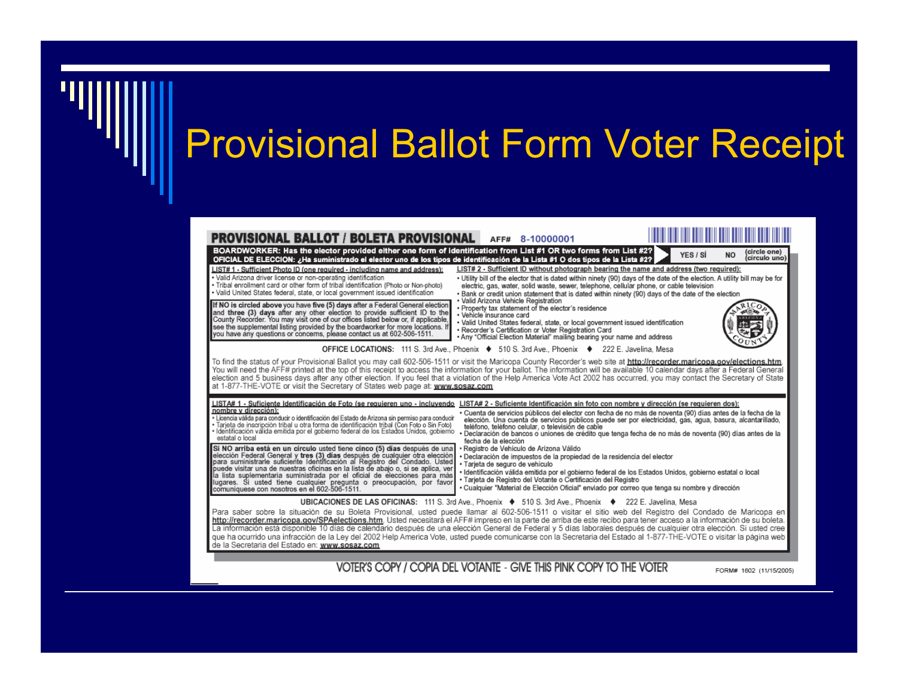# Provisional Ballot Form Voter Receipt

**PROVISIONAL BALLOT / BOLETA PROVISIONAL** AFF# 8-10000001

**BOARDWORKER: Has the elector provided either one form of identification from List #1 OR two forms from List #2?**
**OFICIAL DE ELECCION: ¿Ha suministrado el elector uno de los tipos de identificación de la Lista #1 O dos tipos de la Lista #2?**

YES / SÍ NO (circle one) (círculo uno)

**LIST# 1 - Sufficient Photo ID (one required - including name and address):**

- Valid Arizona driver license or non-operating identification
- Tribal enrollment card or other form of tribal identification (Photo or Non-photo)
- Valid United States federal, state, or local government issued identification

**If NO is circled above** you have **five (5) days** after a Federal General election and **three (3) days** after any other election to provide sufficient ID to the County Recorder. You may visit one of our offices listed below or, if applicable, see the supplemental listing provided by the boardworker for more locations. If you have any questions or concerns, please contact us at 602-506-1511.

**LIST# 2 - Sufficient ID without photograph bearing the name and address (two required):**

- Utility bill of the elector that is dated within ninety (90) days of the date of the election. A utility bill may be for electric, gas, water, solid waste, sewer, telephone, cellular phone, or cable television
- Bank or credit union statement that is dated within ninety (90) days of the date of the election
- Valid Arizona Vehicle Registration
- Property tax statement of the elector's residence
- Vehicle insurance card
- Valid United States federal, state, or local government issued identification
- Recorder's Certification or Voter Registration Card
- Any "Official Election Material" mailing bearing your name and address

OFFICE LOCATIONS: 111 S. 3rd Ave., Phoenix ♦ 510 S. 3rd Ave., Phoenix ♦ 222 E. Javelina, Mesa

To find the status of your Provisional Ballot you may call 602-506-1511 or visit the Maricopa County Recorder's web site at http://recorder.maricopa.gov/elections.htm. You will need the AFF# printed at the top of this receipt to access the information for your ballot. The information will be available 10 calendar days after a Federal General election and 5 business days after any other election. If you feel that a violation of the Help America Vote Act 2002 has occurred, you may contact the Secretary of State at 1-877-THE-VOTE or visit the Secretary of States web page at: www.sosaz.com

**LISTA# 1 - Suficiente Identificación de Foto (se requieren uno - incluyendo nombre y dirección):**

- Licencia válida para conducir o identificación del Estado de Arizona sin permiso para conducir
- Tarjeta de inscripción tribal u otra forma de identificación tribal (Con Foto o Sin Foto)
- Identificación válida emitida por el gobierno federal de los Estados Unidos, gobierno estatal o local

**Si NO arriba está en un círculo** usted tiene **cinco (5) días** después de una elección Federal General y **tres (3) días** después de cualquier otra elección para suministrarle suficiente Identificación al Registro del Condado. Usted puede visitar una de nuestras oficinas en la lista de abajo o, si se aplica, ver la lista suplementaria suministrada por el oficial de elecciones para más lugares. Si usted tiene cualquier pregunta o preocupación, por favor comuníquese con nosotros en el 602-506-1511.

**LISTA# 2 - Suficiente Identificación sin foto con nombre y dirección (se requieren dos):**

- Cuenta de servicios públicos del elector con fecha de no más de noventa (90) días antes de la fecha de la elección. Una cuenta de servicios públicos puede ser por electricidad, gas, agua, basura, alcantarillado, teléfono, teléfono celular, o televisión de cable
- Declaración de bancos o uniones de crédito que tenga fecha de no más de noventa (90) días antes de la fecha de la elección
- Registro de Vehículo de Arizona Válido
- Declaración de impuestos de la propiedad de la residencia del elector
- Tarjeta de seguro de vehículo
- Identificación válida emitida por el gobierno federal de los Estados Unidos, gobierno estatal o local
- Tarjeta de Registro del Votante o Certificación del Registro
- Cualquier "Material de Elección Oficial" enviado por correo que tenga su nombre y dirección

UBICACIONES DE LAS OFICINAS: 111 S. 3rd Ave., Phoenix ♦ 510 S. 3rd Ave., Phoenix ♦ 222 E. Javelina, Mesa

Para saber sobre la situación de su Boleta Provisional, usted puede llamar al 602-506-1511 o visitar el sitio web del Registro del Condado de Maricopa en http://recorder.maricopa.gov/SPAelections.htm. Usted necesitará el AFF# impreso en la parte de arriba de este recibo para tener acceso a la información de su boleta. La información está disponible 10 días de calendario después de una elección General de Federal y 5 días laborales después de cualquier otra elección. Si usted cree que ha ocurrido una infracción de la Ley del 2002 Help America Vote, usted puede comunicarse con la Secretaría del Estado al 1-877-THE-VOTE o visitar la página web de la Secretaría del Estado en: www.sosaz.com

VOTER'S COPY / COPIA DEL VOTANTE - GIVE THIS PINK COPY TO THE VOTER

FORM# 1602 (11/15/2005)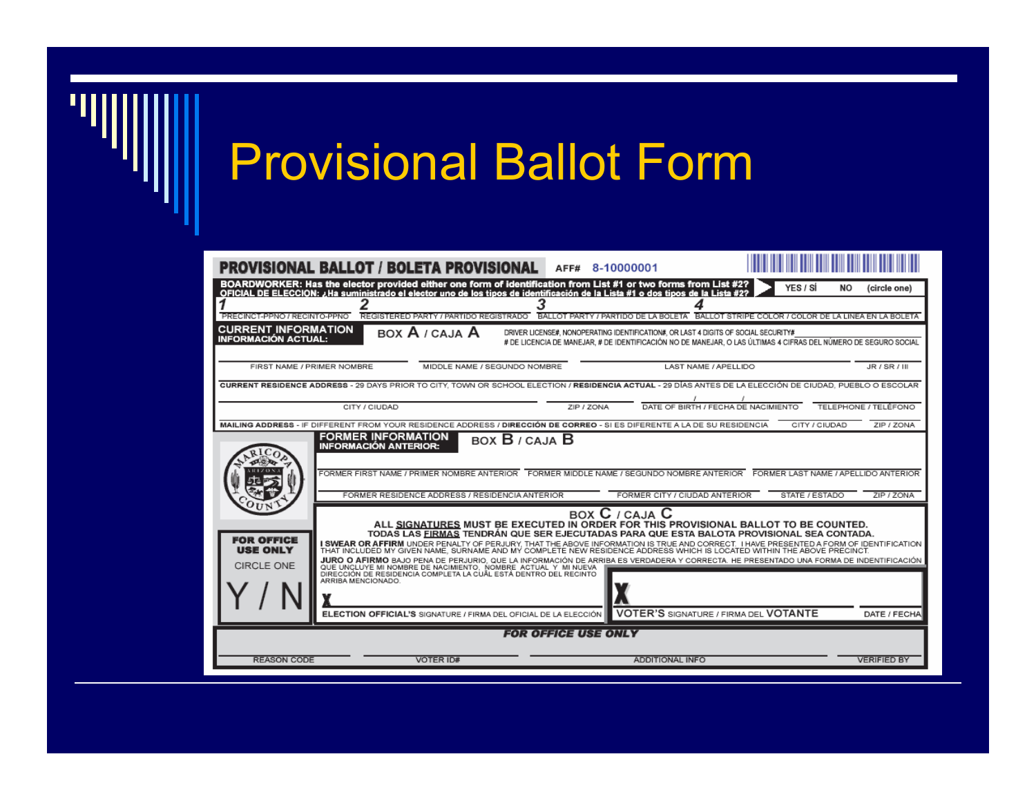# Provisional Ballot Form

**PROVISIONAL BALLOT / BOLETA PROVISIONAL** AFF# 8-10000001

**BOARDWORKER: Has the elector provided either one form of identification from List #1 or two forms from List #2?**
**OFICIAL DE ELECCION: ¿Ha suministrado el elector uno de los tipos de identificación de la Lista #1 o dos tipos de la Lista #2?**
YES / SÍ NO (circle one)

1 PRECINCT-PPNO / RECINTO-PPNO
2 REGISTERED PARTY / PARTIDO REGISTRADO
3 BALLOT PARTY / PARTIDO DE LA BOLETA
4 BALLOT STRIPE COLOR / COLOR DE LA LINEA EN LA BOLETA

**CURRENT INFORMATION / INFORMACIÓN ACTUAL:** BOX A / CAJA A

DRIVER LICENSE#, NONOPERATING IDENTIFICATION#, OR LAST 4 DIGITS OF SOCIAL SECURITY#
# DE LICENCIA DE MANEJAR, # DE IDENTIFICACIÓN NO DE MANEJAR, O LAS ÚLTIMAS 4 CIFRAS DEL NÚMERO DE SEGURO SOCIAL

FIRST NAME / PRIMER NOMBRE — MIDDLE NAME / SEGUNDO NOMBRE — LAST NAME / APELLIDO — JR / SR / III

**CURRENT RESIDENCE ADDRESS** - 29 DAYS PRIOR TO CITY, TOWN OR SCHOOL ELECTION / **RESIDENCIA ACTUAL** - 29 DÍAS ANTES DE LA ELECCIÓN DE CIUDAD, PUEBLO O ESCOLAR

CITY / CIUDAD — ZIP / ZONA — DATE OF BIRTH / FECHA DE NACIMIENTO — TELEPHONE / TELÉFONO

**MAILING ADDRESS** - IF DIFFERENT FROM YOUR RESIDENCE ADDRESS / **DIRECCIÓN DE CORREO** - SI ES DIFERENTE A LA DE SU RESIDENCIA — CITY / CIUDAD — ZIP / ZONA

**FORMER INFORMATION / INFORMACIÓN ANTERIOR:** BOX B / CAJA B

FORMER FIRST NAME / PRIMER NOMBRE ANTERIOR — FORMER MIDDLE NAME / SEGUNDO NOMBRE ANTERIOR — FORMER LAST NAME / APELLIDO ANTERIOR

FORMER RESIDENCE ADDRESS / RESIDENCIA ANTERIOR — FORMER CITY / CIUDAD ANTERIOR — STATE / ESTADO — ZIP / ZONA

**FOR OFFICE USE ONLY** — CIRCLE ONE — Y / N

BOX C / CAJA C

**ALL SIGNATURES MUST BE EXECUTED IN ORDER FOR THIS PROVISIONAL BALLOT TO BE COUNTED.**
**TODAS LAS FIRMAS TENDRÁN QUE SER EJECUTADAS PARA QUE ESTA BALOTA PROVISIONAL SEA CONTADA.**

**I SWEAR OR AFFIRM** UNDER PENALTY OF PERJURY, THAT THE ABOVE INFORMATION IS TRUE AND CORRECT. I HAVE PRESENTED A FORM OF IDENTIFICATION THAT INCLUDED MY GIVEN NAME, SURNAME AND MY COMPLETE NEW RESIDENCE ADDRESS WHICH IS LOCATED WITHIN THE ABOVE PRECINCT.

**JURO O AFIRMO** BAJO PENA DE PERJURIO, QUE LA INFORMACIÓN DE ARRIBA ES VERDADERA Y CORRECTA. HE PRESENTADO UNA FORMA DE INDENTIFICACIÓN QUE UNCLUYE MI NOMBRE DE NACIMIENTO, NOMBRE ACTUAL Y MI NUEVA DIRECCIÓN DE RESIDENCIA COMPLETA LA CUÁL ESTÁ DENTRO DEL RECINTO ARRIBA MENCIONADO.

X ELECTION OFFICIAL'S SIGNATURE / FIRMA DEL OFICIAL DE LA ELECCIÓN — X VOTER'S SIGNATURE / FIRMA DEL VOTANTE — DATE / FECHA

***FOR OFFICE USE ONLY***

REASON CODE — VOTER ID# — ADDITIONAL INFO — VERIFIED BY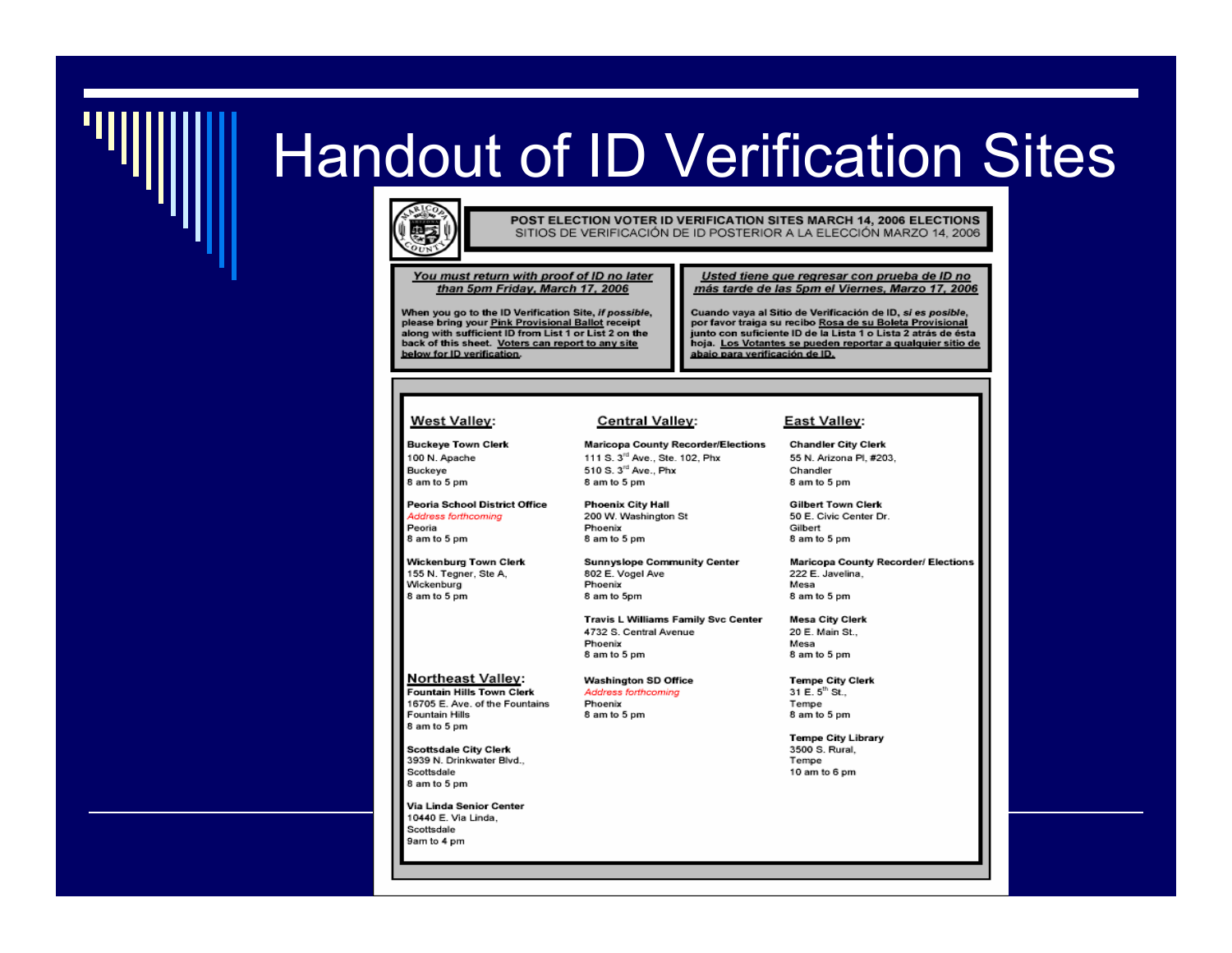# Handout of ID Verification Sites

**POST ELECTION VOTER ID VERIFICATION SITES MARCH 14, 2006 ELECTIONS**
SITIOS DE VERIFICACIÓN DE ID POSTERIOR A LA ELECCIÓN MARZO 14, 2006

***You must return with proof of ID no later than 5pm Friday, March 17, 2006***

**When you go to the ID Verification Site, *if possible*, please bring your Pink Provisional Ballot receipt along with sufficient ID from List 1 or List 2 on the back of this sheet. Voters can report to any site below for ID verification.**

***Usted tiene que regresar con prueba de ID no más tarde de las 5pm el Viernes, Marzo 17, 2006***

**Cuando vaya al Sitio de Verificación de ID, *si es posible*, por favor traiga su recibo Rosa de su Boleta Provisional junto con suficiente ID de la Lista 1 o Lista 2 atrás de ésta hoja. Los Votantes se pueden reportar a qualquier sitio de abajo para verificación de ID.**

## West Valley:

**Buckeye Town Clerk**
100 N. Apache
Buckeye
8 am to 5 pm

**Peoria School District Office**
*Address forthcoming*
Peoria
8 am to 5 pm

**Wickenburg Town Clerk**
155 N. Tegner, Ste A,
Wickenburg
8 am to 5 pm

## Northeast Valley:

**Fountain Hills Town Clerk**
16705 E. Ave. of the Fountains
Fountain Hills
8 am to 5 pm

**Scottsdale City Clerk**
3939 N. Drinkwater Blvd.,
Scottsdale
8 am to 5 pm

**Via Linda Senior Center**
10440 E. Via Linda,
Scottsdale
9am to 4 pm

## Central Valley:

**Maricopa County Recorder/Elections**
111 S. 3rd Ave., Ste. 102, Phx
510 S. 3rd Ave., Phx
8 am to 5 pm

**Phoenix City Hall**
200 W. Washington St
Phoenix
8 am to 5 pm

**Sunnyslope Community Center**
802 E. Vogel Ave
Phoenix
8 am to 5pm

**Travis L Williams Family Svc Center**
4732 S. Central Avenue
Phoenix
8 am to 5 pm

**Washington SD Office**
*Address forthcoming*
Phoenix
8 am to 5 pm

## East Valley:

**Chandler City Clerk**
55 N. Arizona Pl, #203,
Chandler
8 am to 5 pm

**Gilbert Town Clerk**
50 E. Civic Center Dr.
Gilbert
8 am to 5 pm

**Maricopa County Recorder/ Elections**
222 E. Javelina,
Mesa
8 am to 5 pm

**Mesa City Clerk**
20 E. Main St.,
Mesa
8 am to 5 pm

**Tempe City Clerk**
31 E. 5th St.,
Tempe
8 am to 5 pm

**Tempe City Library**
3500 S. Rural,
Tempe
10 am to 6 pm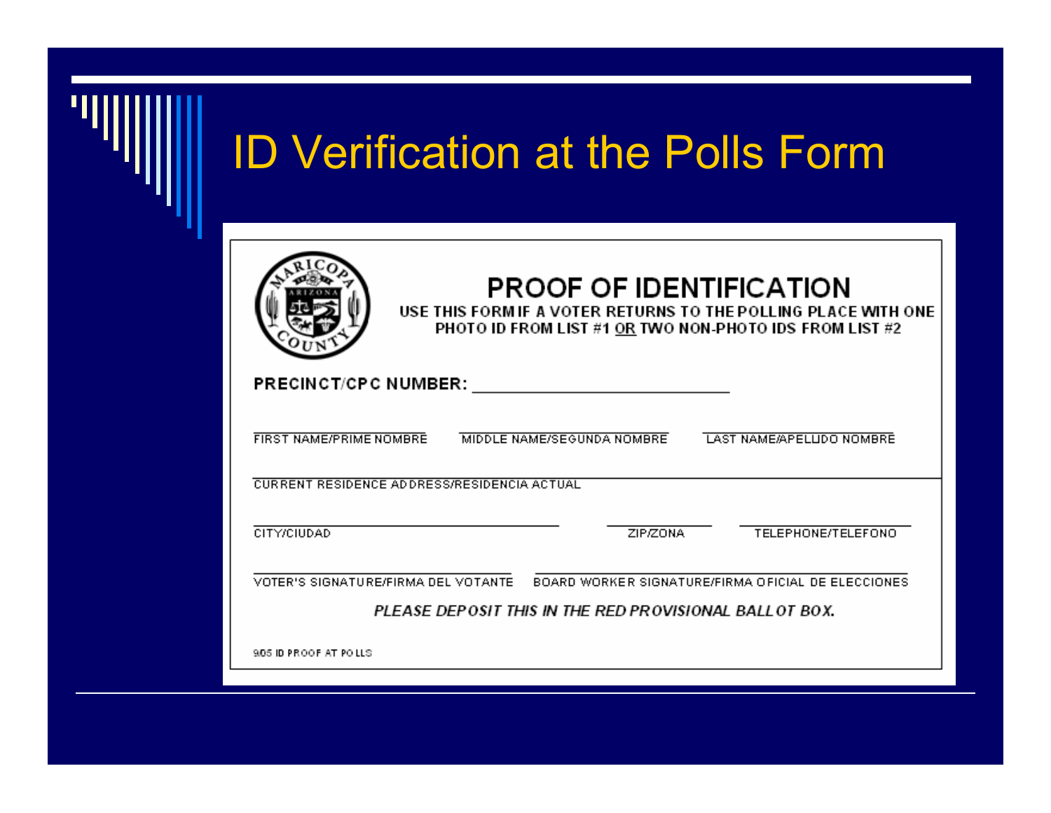# ID Verification at the Polls Form

## PROOF OF IDENTIFICATION

**USE THIS FORM IF A VOTER RETURNS TO THE POLLING PLACE WITH ONE PHOTO ID FROM LIST #1 OR TWO NON-PHOTO IDS FROM LIST #2**

**PRECINCT/CPC NUMBER:** ____________________

FIRST NAME/PRIME NOMBRE ____________________ MIDDLE NAME/SEGUNDA NOMBRE ____________________ LAST NAME/APELLIDO NOMBRE ____________________

CURRENT RESIDENCE ADDRESS/RESIDENCIA ACTUAL ____________________

CITY/CIUDAD ____________________ ZIP/ZONA ____________________ TELEPHONE/TELEFONO ____________________

VOTER'S SIGNATURE/FIRMA DEL VOTANTE ____________________ BOARD WORKER SIGNATURE/FIRMA OFICIAL DE ELECCIONES ____________________

*PLEASE DEPOSIT THIS IN THE RED PROVISIONAL BALLOT BOX.*

9/05 ID PROOF AT POLLS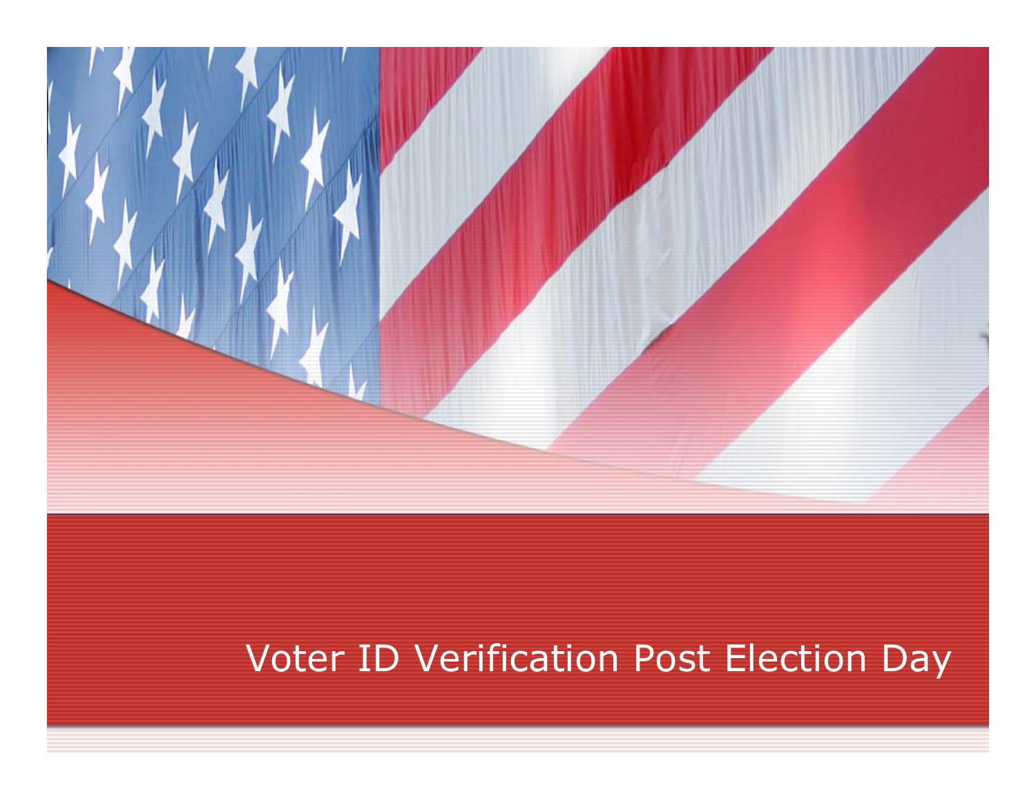# Voter ID Verification Post Election Day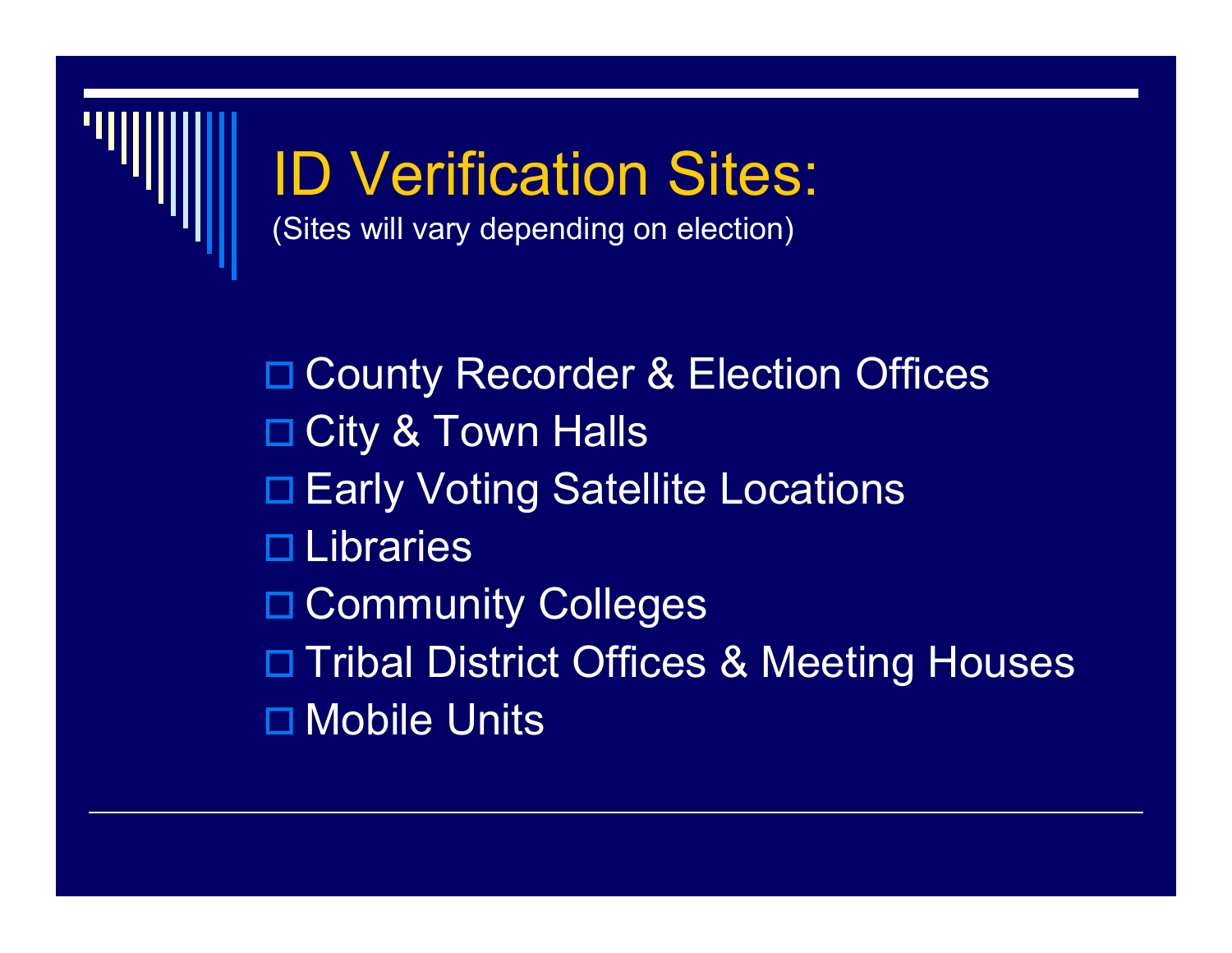# ID Verification Sites:

(Sites will vary depending on election)

- County Recorder & Election Offices
- City & Town Halls
- Early Voting Satellite Locations
- Libraries
- Community Colleges
- Tribal District Offices & Meeting Houses
- Mobile Units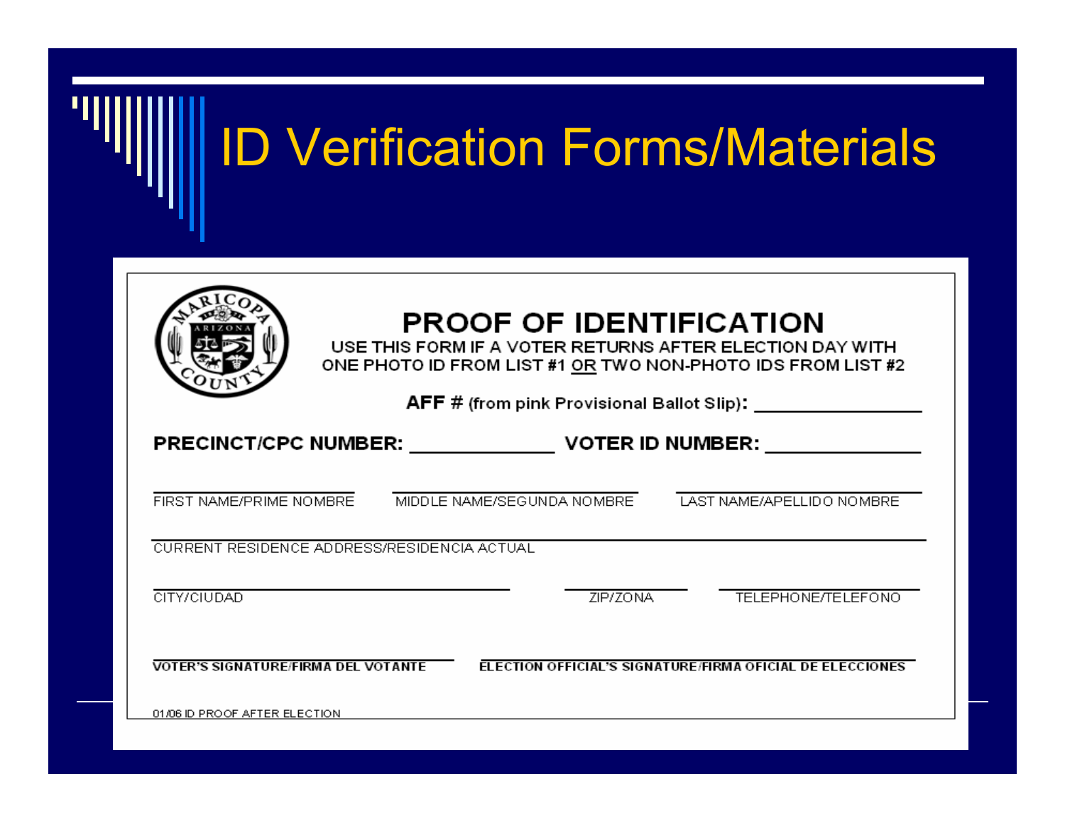# ID Verification Forms/Materials

MARICOPA COUNTY ARIZONA

## PROOF OF IDENTIFICATION

USE THIS FORM IF A VOTER RETURNS AFTER ELECTION DAY WITH ONE PHOTO ID FROM LIST #1 OR TWO NON-PHOTO IDS FROM LIST #2

**AFF #** (from pink Provisional Ballot Slip)**:** ______________

**PRECINCT/CPC NUMBER:** ____________ **VOTER ID NUMBER:** ____________

FIRST NAME/PRIME NOMBRE | MIDDLE NAME/SEGUNDA NOMBRE | LAST NAME/APELLIDO NOMBRE

CURRENT RESIDENCE ADDRESS/RESIDENCIA ACTUAL

CITY/CIUDAD | ZIP/ZONA | TELEPHONE/TELEFONO

VOTER'S SIGNATURE/FIRMA DEL VOTANTE | ELECTION OFFICIAL'S SIGNATURE/FIRMA OFICIAL DE ELECCIONES

01/06 ID PROOF AFTER ELECTION